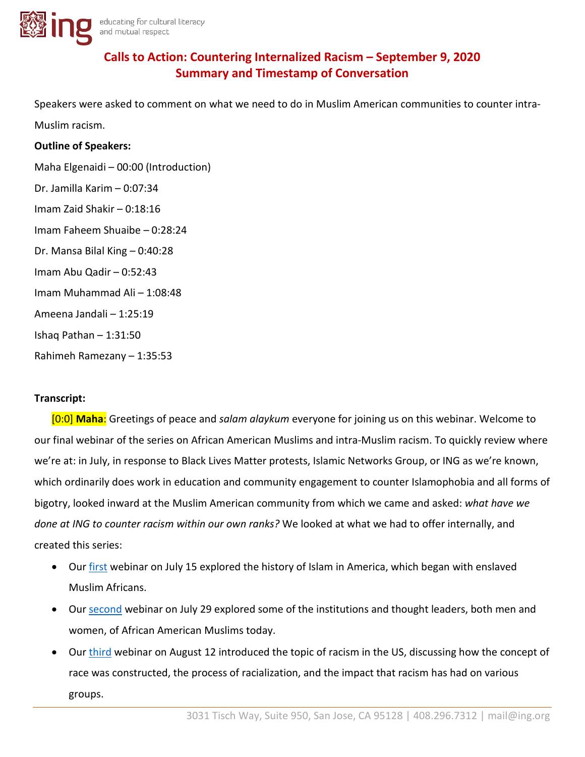## Calls to Action: Countering Internalized Racism – September 9, 2020
## Summary and Timestamp of Conversation

Speakers were asked to comment on what we need to do in Muslim American communities to counter intra-Muslim racism.

**Outline of Speakers:**

Maha Elgenaidi – 00:00 (Introduction)

Dr. Jamilla Karim – 0:07:34

Imam Zaid Shakir – 0:18:16

Imam Faheem Shuaibe – 0:28:24

Dr. Mansa Bilal King – 0:40:28

Imam Abu Qadir – 0:52:43

Imam Muhammad Ali – 1:08:48

Ameena Jandali – 1:25:19

Ishaq Pathan – 1:31:50

Rahimeh Ramezany – 1:35:53

**Transcript:**

[0:0] **Maha**: Greetings of peace and *salam alaykum* everyone for joining us on this webinar. Welcome to our final webinar of the series on African American Muslims and intra-Muslim racism. To quickly review where we're at: in July, in response to Black Lives Matter protests, Islamic Networks Group, or ING as we're known, which ordinarily does work in education and community engagement to counter Islamophobia and all forms of bigotry, looked inward at the Muslim American community from which we came and asked: *what have we done at ING to counter racism within our own ranks?* We looked at what we had to offer internally, and created this series:

- Our first webinar on July 15 explored the history of Islam in America, which began with enslaved Muslim Africans.
- Our second webinar on July 29 explored some of the institutions and thought leaders, both men and women, of African American Muslims today.
- Our third webinar on August 12 introduced the topic of racism in the US, discussing how the concept of race was constructed, the process of racialization, and the impact that racism has had on various groups.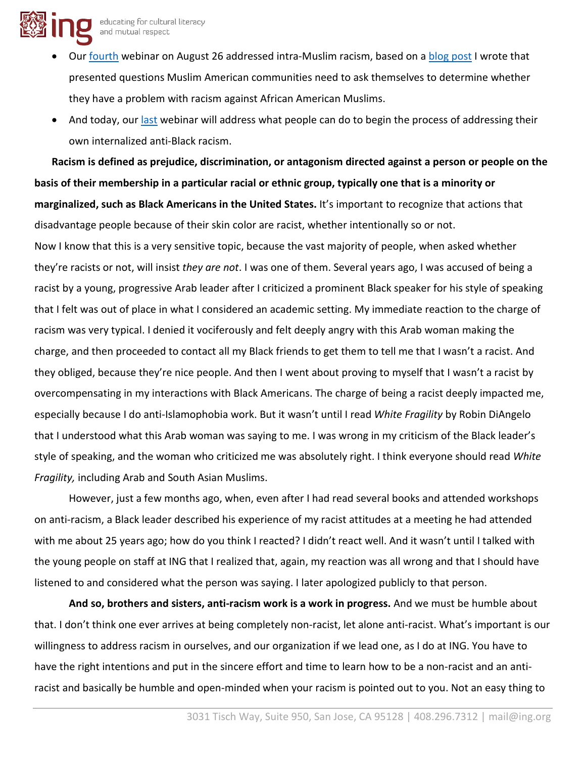- Our fourth webinar on August 26 addressed intra-Muslim racism, based on a blog post I wrote that presented questions Muslim American communities need to ask themselves to determine whether they have a problem with racism against African American Muslims.
- And today, our last webinar will address what people can do to begin the process of addressing their own internalized anti-Black racism.

**Racism is defined as prejudice, discrimination, or antagonism directed against a person or people on the basis of their membership in a particular racial or ethnic group, typically one that is a minority or marginalized, such as Black Americans in the United States.** It's important to recognize that actions that disadvantage people because of their skin color are racist, whether intentionally so or not.

Now I know that this is a very sensitive topic, because the vast majority of people, when asked whether they're racists or not, will insist *they are not*. I was one of them. Several years ago, I was accused of being a racist by a young, progressive Arab leader after I criticized a prominent Black speaker for his style of speaking that I felt was out of place in what I considered an academic setting. My immediate reaction to the charge of racism was very typical. I denied it vociferously and felt deeply angry with this Arab woman making the charge, and then proceeded to contact all my Black friends to get them to tell me that I wasn't a racist. And they obliged, because they're nice people. And then I went about proving to myself that I wasn't a racist by overcompensating in my interactions with Black Americans. The charge of being a racist deeply impacted me, especially because I do anti-Islamophobia work. But it wasn't until I read *White Fragility* by Robin DiAngelo that I understood what this Arab woman was saying to me. I was wrong in my criticism of the Black leader's style of speaking, and the woman who criticized me was absolutely right. I think everyone should read *White Fragility,* including Arab and South Asian Muslims.

However, just a few months ago, when, even after I had read several books and attended workshops on anti-racism, a Black leader described his experience of my racist attitudes at a meeting he had attended with me about 25 years ago; how do you think I reacted? I didn't react well. And it wasn't until I talked with the young people on staff at ING that I realized that, again, my reaction was all wrong and that I should have listened to and considered what the person was saying. I later apologized publicly to that person.

**And so, brothers and sisters, anti-racism work is a work in progress.** And we must be humble about that. I don't think one ever arrives at being completely non-racist, let alone anti-racist. What's important is our willingness to address racism in ourselves, and our organization if we lead one, as I do at ING. You have to have the right intentions and put in the sincere effort and time to learn how to be a non-racist and an anti-racist and basically be humble and open-minded when your racism is pointed out to you. Not an easy thing to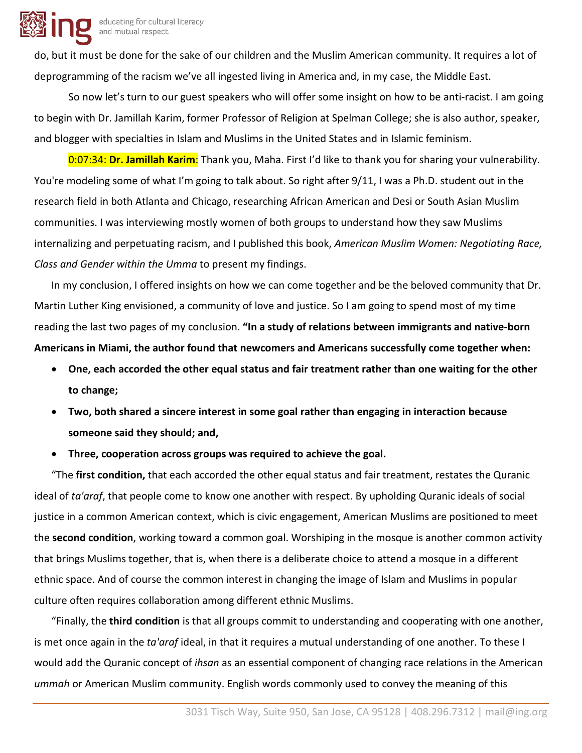do, but it must be done for the sake of our children and the Muslim American community. It requires a lot of deprogramming of the racism we've all ingested living in America and, in my case, the Middle East.

So now let's turn to our guest speakers who will offer some insight on how to be anti-racist. I am going to begin with Dr. Jamillah Karim, former Professor of Religion at Spelman College; she is also author, speaker, and blogger with specialties in Islam and Muslims in the United States and in Islamic feminism.

0:07:34: **Dr. Jamillah Karim**: Thank you, Maha. First I'd like to thank you for sharing your vulnerability. You're modeling some of what I'm going to talk about. So right after 9/11, I was a Ph.D. student out in the research field in both Atlanta and Chicago, researching African American and Desi or South Asian Muslim communities. I was interviewing mostly women of both groups to understand how they saw Muslims internalizing and perpetuating racism, and I published this book, *American Muslim Women: Negotiating Race, Class and Gender within the Umma* to present my findings.

In my conclusion, I offered insights on how we can come together and be the beloved community that Dr. Martin Luther King envisioned, a community of love and justice. So I am going to spend most of my time reading the last two pages of my conclusion. **"In a study of relations between immigrants and native-born Americans in Miami, the author found that newcomers and Americans successfully come together when:**

- **One, each accorded the other equal status and fair treatment rather than one waiting for the other to change;**
- **Two, both shared a sincere interest in some goal rather than engaging in interaction because someone said they should; and,**
- **Three, cooperation across groups was required to achieve the goal.**

"The **first condition,** that each accorded the other equal status and fair treatment, restates the Quranic ideal of *ta'araf*, that people come to know one another with respect. By upholding Quranic ideals of social justice in a common American context, which is civic engagement, American Muslims are positioned to meet the **second condition**, working toward a common goal. Worshiping in the mosque is another common activity that brings Muslims together, that is, when there is a deliberate choice to attend a mosque in a different ethnic space. And of course the common interest in changing the image of Islam and Muslims in popular culture often requires collaboration among different ethnic Muslims.

"Finally, the **third condition** is that all groups commit to understanding and cooperating with one another, is met once again in the *ta'araf* ideal, in that it requires a mutual understanding of one another. To these I would add the Quranic concept of *ihsan* as an essential component of changing race relations in the American *ummah* or American Muslim community. English words commonly used to convey the meaning of this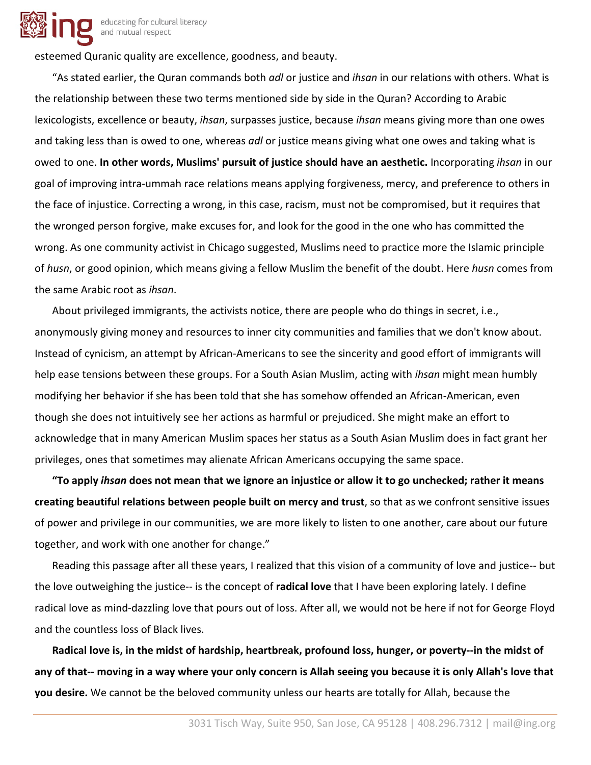esteemed Quranic quality are excellence, goodness, and beauty.

"As stated earlier, the Quran commands both *adl* or justice and *ihsan* in our relations with others. What is the relationship between these two terms mentioned side by side in the Quran? According to Arabic lexicologists, excellence or beauty, *ihsan*, surpasses justice, because *ihsan* means giving more than one owes and taking less than is owed to one, whereas *adl* or justice means giving what one owes and taking what is owed to one. **In other words, Muslims' pursuit of justice should have an aesthetic.** Incorporating *ihsan* in our goal of improving intra-ummah race relations means applying forgiveness, mercy, and preference to others in the face of injustice. Correcting a wrong, in this case, racism, must not be compromised, but it requires that the wronged person forgive, make excuses for, and look for the good in the one who has committed the wrong. As one community activist in Chicago suggested, Muslims need to practice more the Islamic principle of *husn*, or good opinion, which means giving a fellow Muslim the benefit of the doubt. Here *husn* comes from the same Arabic root as *ihsan*.

About privileged immigrants, the activists notice, there are people who do things in secret, i.e., anonymously giving money and resources to inner city communities and families that we don't know about. Instead of cynicism, an attempt by African-Americans to see the sincerity and good effort of immigrants will help ease tensions between these groups. For a South Asian Muslim, acting with *ihsan* might mean humbly modifying her behavior if she has been told that she has somehow offended an African-American, even though she does not intuitively see her actions as harmful or prejudiced. She might make an effort to acknowledge that in many American Muslim spaces her status as a South Asian Muslim does in fact grant her privileges, ones that sometimes may alienate African Americans occupying the same space.

**"To apply *ihsan* does not mean that we ignore an injustice or allow it to go unchecked; rather it means creating beautiful relations between people built on mercy and trust**, so that as we confront sensitive issues of power and privilege in our communities, we are more likely to listen to one another, care about our future together, and work with one another for change."

Reading this passage after all these years, I realized that this vision of a community of love and justice-- but the love outweighing the justice-- is the concept of **radical love** that I have been exploring lately. I define radical love as mind-dazzling love that pours out of loss. After all, we would not be here if not for George Floyd and the countless loss of Black lives.

**Radical love is, in the midst of hardship, heartbreak, profound loss, hunger, or poverty--in the midst of any of that-- moving in a way where your only concern is Allah seeing you because it is only Allah's love that you desire.** We cannot be the beloved community unless our hearts are totally for Allah, because the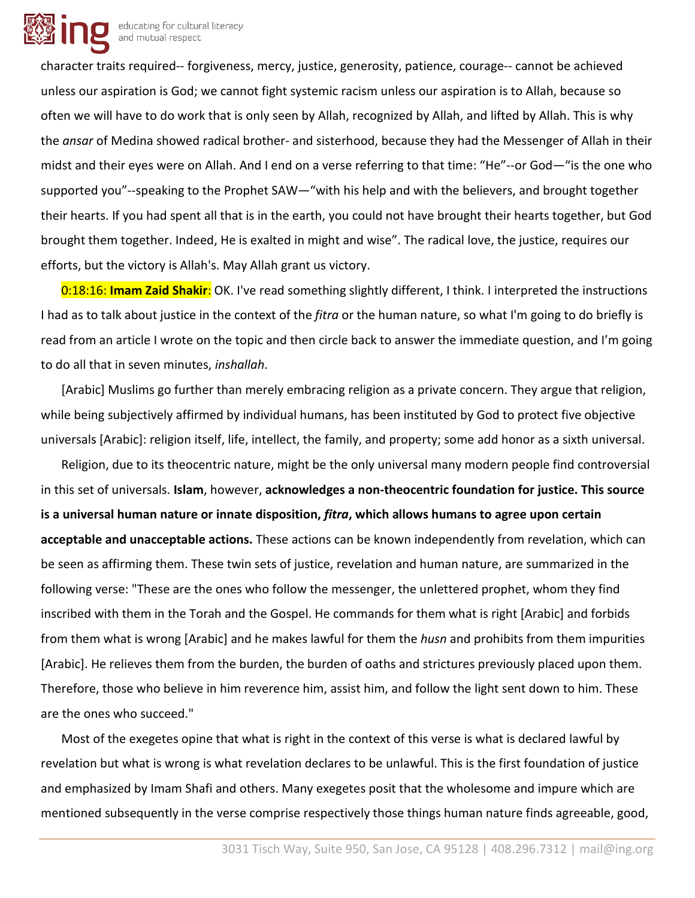character traits required-- forgiveness, mercy, justice, generosity, patience, courage-- cannot be achieved unless our aspiration is God; we cannot fight systemic racism unless our aspiration is to Allah, because so often we will have to do work that is only seen by Allah, recognized by Allah, and lifted by Allah. This is why the *ansar* of Medina showed radical brother- and sisterhood, because they had the Messenger of Allah in their midst and their eyes were on Allah. And I end on a verse referring to that time: "He"--or God—"is the one who supported you"--speaking to the Prophet SAW—"with his help and with the believers, and brought together their hearts. If you had spent all that is in the earth, you could not have brought their hearts together, but God brought them together. Indeed, He is exalted in might and wise". The radical love, the justice, requires our efforts, but the victory is Allah's. May Allah grant us victory.

0:18:16: **Imam Zaid Shakir**: OK. I've read something slightly different, I think. I interpreted the instructions I had as to talk about justice in the context of the *fitra* or the human nature, so what I'm going to do briefly is read from an article I wrote on the topic and then circle back to answer the immediate question, and I'm going to do all that in seven minutes, *inshallah*.

[Arabic] Muslims go further than merely embracing religion as a private concern. They argue that religion, while being subjectively affirmed by individual humans, has been instituted by God to protect five objective universals [Arabic]: religion itself, life, intellect, the family, and property; some add honor as a sixth universal.

Religion, due to its theocentric nature, might be the only universal many modern people find controversial in this set of universals. **Islam**, however, **acknowledges a non-theocentric foundation for justice. This source is a universal human nature or innate disposition, *fitra*, which allows humans to agree upon certain acceptable and unacceptable actions.** These actions can be known independently from revelation, which can be seen as affirming them. These twin sets of justice, revelation and human nature, are summarized in the following verse: "These are the ones who follow the messenger, the unlettered prophet, whom they find inscribed with them in the Torah and the Gospel. He commands for them what is right [Arabic] and forbids from them what is wrong [Arabic] and he makes lawful for them the *husn* and prohibits from them impurities [Arabic]. He relieves them from the burden, the burden of oaths and strictures previously placed upon them. Therefore, those who believe in him reverence him, assist him, and follow the light sent down to him. These are the ones who succeed."

Most of the exegetes opine that what is right in the context of this verse is what is declared lawful by revelation but what is wrong is what revelation declares to be unlawful. This is the first foundation of justice and emphasized by Imam Shafi and others. Many exegetes posit that the wholesome and impure which are mentioned subsequently in the verse comprise respectively those things human nature finds agreeable, good,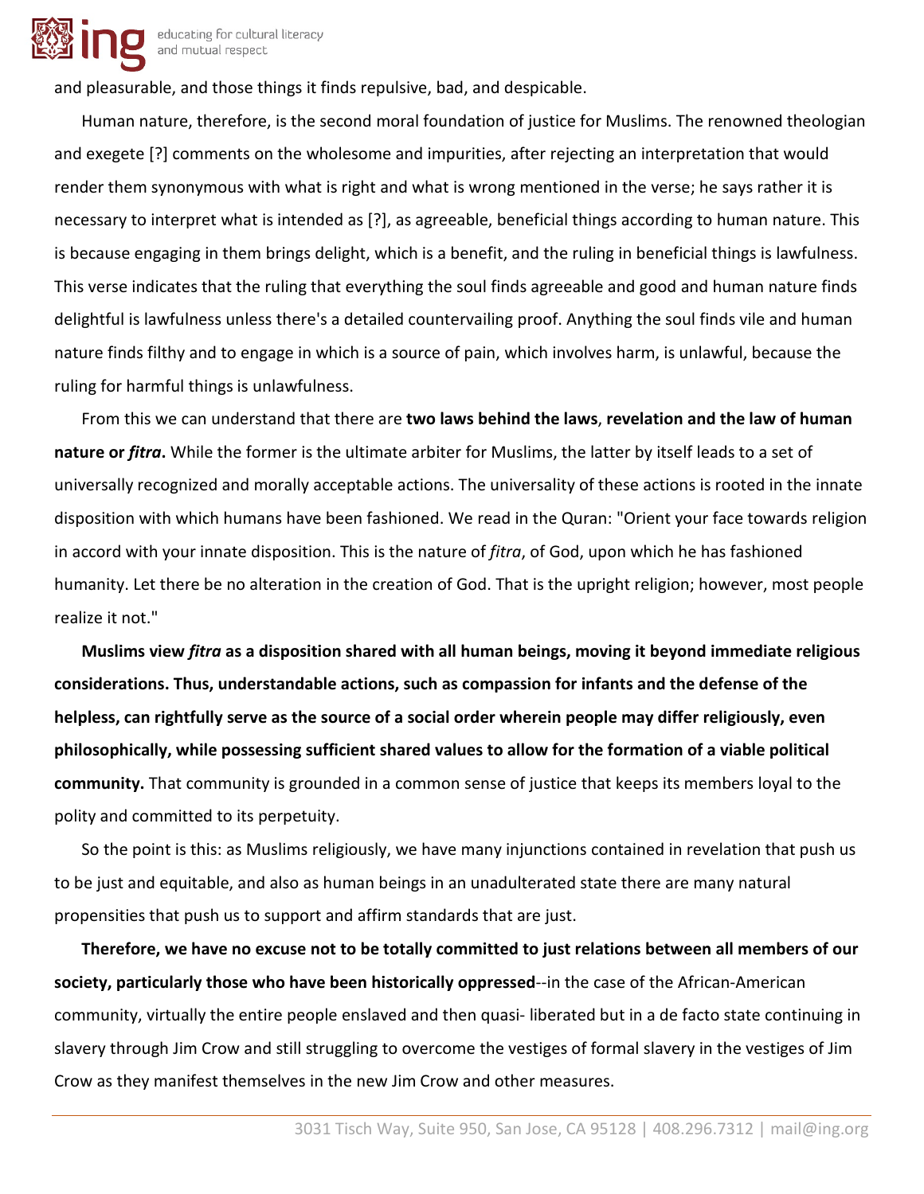and pleasurable, and those things it finds repulsive, bad, and despicable.

Human nature, therefore, is the second moral foundation of justice for Muslims. The renowned theologian and exegete [?] comments on the wholesome and impurities, after rejecting an interpretation that would render them synonymous with what is right and what is wrong mentioned in the verse; he says rather it is necessary to interpret what is intended as [?], as agreeable, beneficial things according to human nature. This is because engaging in them brings delight, which is a benefit, and the ruling in beneficial things is lawfulness. This verse indicates that the ruling that everything the soul finds agreeable and good and human nature finds delightful is lawfulness unless there's a detailed countervailing proof. Anything the soul finds vile and human nature finds filthy and to engage in which is a source of pain, which involves harm, is unlawful, because the ruling for harmful things is unlawfulness.

From this we can understand that there are **two laws behind the laws**, **revelation and the law of human nature or *fitra*.** While the former is the ultimate arbiter for Muslims, the latter by itself leads to a set of universally recognized and morally acceptable actions. The universality of these actions is rooted in the innate disposition with which humans have been fashioned. We read in the Quran: "Orient your face towards religion in accord with your innate disposition. This is the nature of *fitra*, of God, upon which he has fashioned humanity. Let there be no alteration in the creation of God. That is the upright religion; however, most people realize it not."

**Muslims view *fitra* as a disposition shared with all human beings, moving it beyond immediate religious considerations. Thus, understandable actions, such as compassion for infants and the defense of the helpless, can rightfully serve as the source of a social order wherein people may differ religiously, even philosophically, while possessing sufficient shared values to allow for the formation of a viable political community.** That community is grounded in a common sense of justice that keeps its members loyal to the polity and committed to its perpetuity.

So the point is this: as Muslims religiously, we have many injunctions contained in revelation that push us to be just and equitable, and also as human beings in an unadulterated state there are many natural propensities that push us to support and affirm standards that are just.

**Therefore, we have no excuse not to be totally committed to just relations between all members of our society, particularly those who have been historically oppressed**--in the case of the African-American community, virtually the entire people enslaved and then quasi- liberated but in a de facto state continuing in slavery through Jim Crow and still struggling to overcome the vestiges of formal slavery in the vestiges of Jim Crow as they manifest themselves in the new Jim Crow and other measures.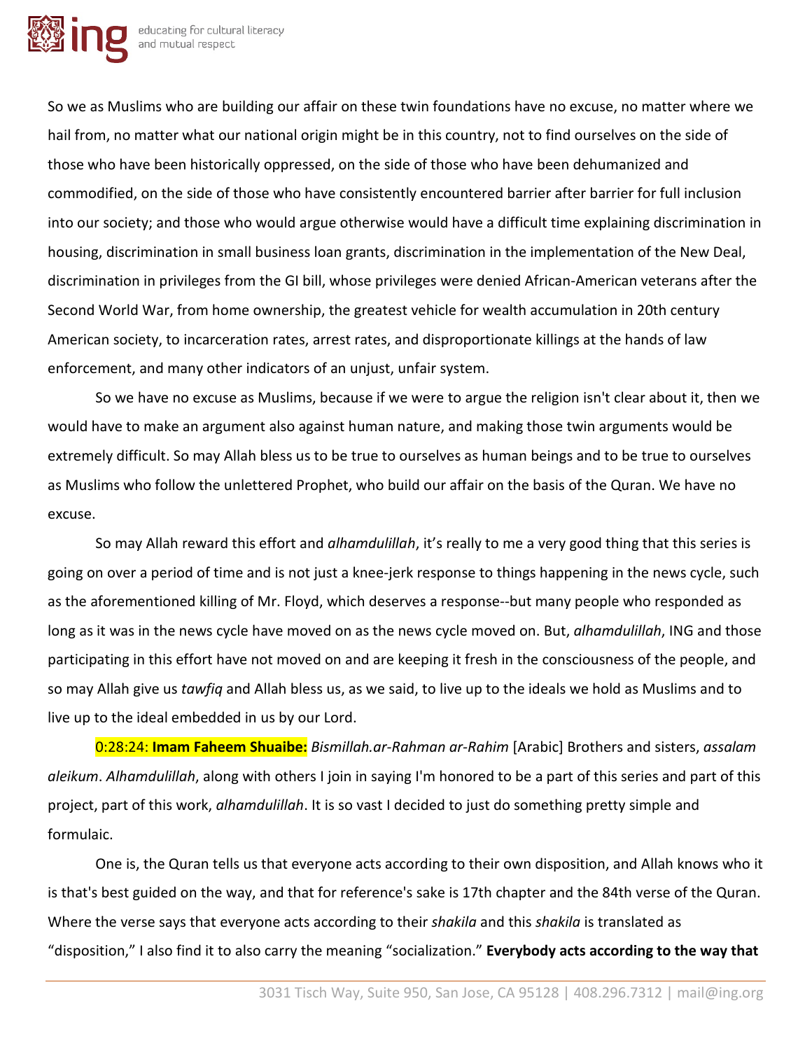So we as Muslims who are building our affair on these twin foundations have no excuse, no matter where we hail from, no matter what our national origin might be in this country, not to find ourselves on the side of those who have been historically oppressed, on the side of those who have been dehumanized and commodified, on the side of those who have consistently encountered barrier after barrier for full inclusion into our society; and those who would argue otherwise would have a difficult time explaining discrimination in housing, discrimination in small business loan grants, discrimination in the implementation of the New Deal, discrimination in privileges from the GI bill, whose privileges were denied African-American veterans after the Second World War, from home ownership, the greatest vehicle for wealth accumulation in 20th century American society, to incarceration rates, arrest rates, and disproportionate killings at the hands of law enforcement, and many other indicators of an unjust, unfair system.

So we have no excuse as Muslims, because if we were to argue the religion isn't clear about it, then we would have to make an argument also against human nature, and making those twin arguments would be extremely difficult. So may Allah bless us to be true to ourselves as human beings and to be true to ourselves as Muslims who follow the unlettered Prophet, who build our affair on the basis of the Quran. We have no excuse.

So may Allah reward this effort and *alhamdulillah*, it's really to me a very good thing that this series is going on over a period of time and is not just a knee-jerk response to things happening in the news cycle, such as the aforementioned killing of Mr. Floyd, which deserves a response--but many people who responded as long as it was in the news cycle have moved on as the news cycle moved on. But, *alhamdulillah*, ING and those participating in this effort have not moved on and are keeping it fresh in the consciousness of the people, and so may Allah give us *tawfiq* and Allah bless us, as we said, to live up to the ideals we hold as Muslims and to live up to the ideal embedded in us by our Lord.

0:28:24: **Imam Faheem Shuaibe:** *Bismillah.ar-Rahman ar-Rahim* [Arabic] Brothers and sisters, *assalam aleikum*. *Alhamdulillah*, along with others I join in saying I'm honored to be a part of this series and part of this project, part of this work, *alhamdulillah*. It is so vast I decided to just do something pretty simple and formulaic.

One is, the Quran tells us that everyone acts according to their own disposition, and Allah knows who it is that's best guided on the way, and that for reference's sake is 17th chapter and the 84th verse of the Quran. Where the verse says that everyone acts according to their *shakila* and this *shakila* is translated as "disposition," I also find it to also carry the meaning "socialization." **Everybody acts according to the way that**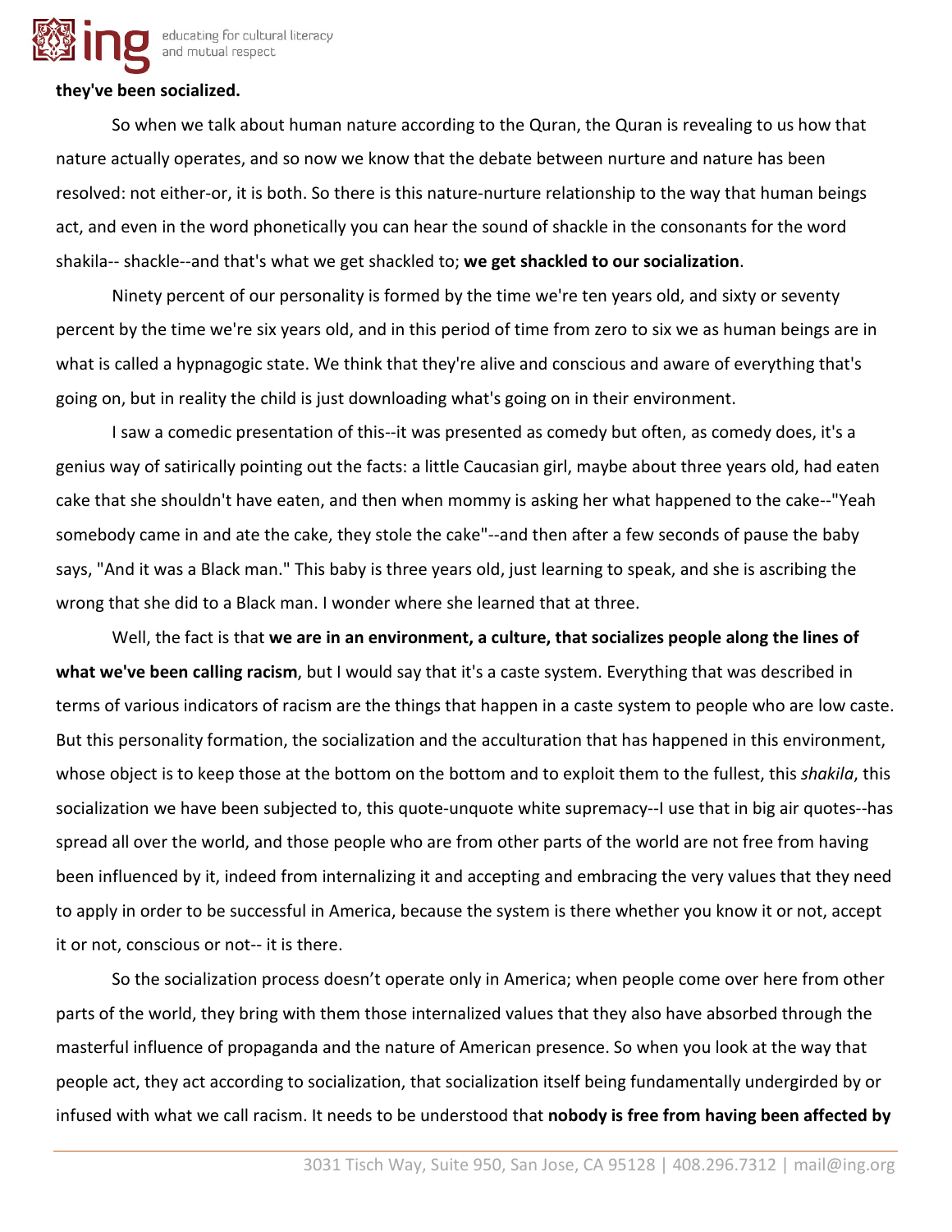**they've been socialized.**

So when we talk about human nature according to the Quran, the Quran is revealing to us how that nature actually operates, and so now we know that the debate between nurture and nature has been resolved: not either-or, it is both. So there is this nature-nurture relationship to the way that human beings act, and even in the word phonetically you can hear the sound of shackle in the consonants for the word shakila-- shackle--and that's what we get shackled to; **we get shackled to our socialization**.

Ninety percent of our personality is formed by the time we're ten years old, and sixty or seventy percent by the time we're six years old, and in this period of time from zero to six we as human beings are in what is called a hypnagogic state. We think that they're alive and conscious and aware of everything that's going on, but in reality the child is just downloading what's going on in their environment.

I saw a comedic presentation of this--it was presented as comedy but often, as comedy does, it's a genius way of satirically pointing out the facts: a little Caucasian girl, maybe about three years old, had eaten cake that she shouldn't have eaten, and then when mommy is asking her what happened to the cake--"Yeah somebody came in and ate the cake, they stole the cake"--and then after a few seconds of pause the baby says, "And it was a Black man." This baby is three years old, just learning to speak, and she is ascribing the wrong that she did to a Black man. I wonder where she learned that at three.

Well, the fact is that **we are in an environment, a culture, that socializes people along the lines of what we've been calling racism**, but I would say that it's a caste system. Everything that was described in terms of various indicators of racism are the things that happen in a caste system to people who are low caste. But this personality formation, the socialization and the acculturation that has happened in this environment, whose object is to keep those at the bottom on the bottom and to exploit them to the fullest, this *shakila*, this socialization we have been subjected to, this quote-unquote white supremacy--I use that in big air quotes--has spread all over the world, and those people who are from other parts of the world are not free from having been influenced by it, indeed from internalizing it and accepting and embracing the very values that they need to apply in order to be successful in America, because the system is there whether you know it or not, accept it or not, conscious or not-- it is there.

So the socialization process doesn't operate only in America; when people come over here from other parts of the world, they bring with them those internalized values that they also have absorbed through the masterful influence of propaganda and the nature of American presence. So when you look at the way that people act, they act according to socialization, that socialization itself being fundamentally undergirded by or infused with what we call racism. It needs to be understood that **nobody is free from having been affected by**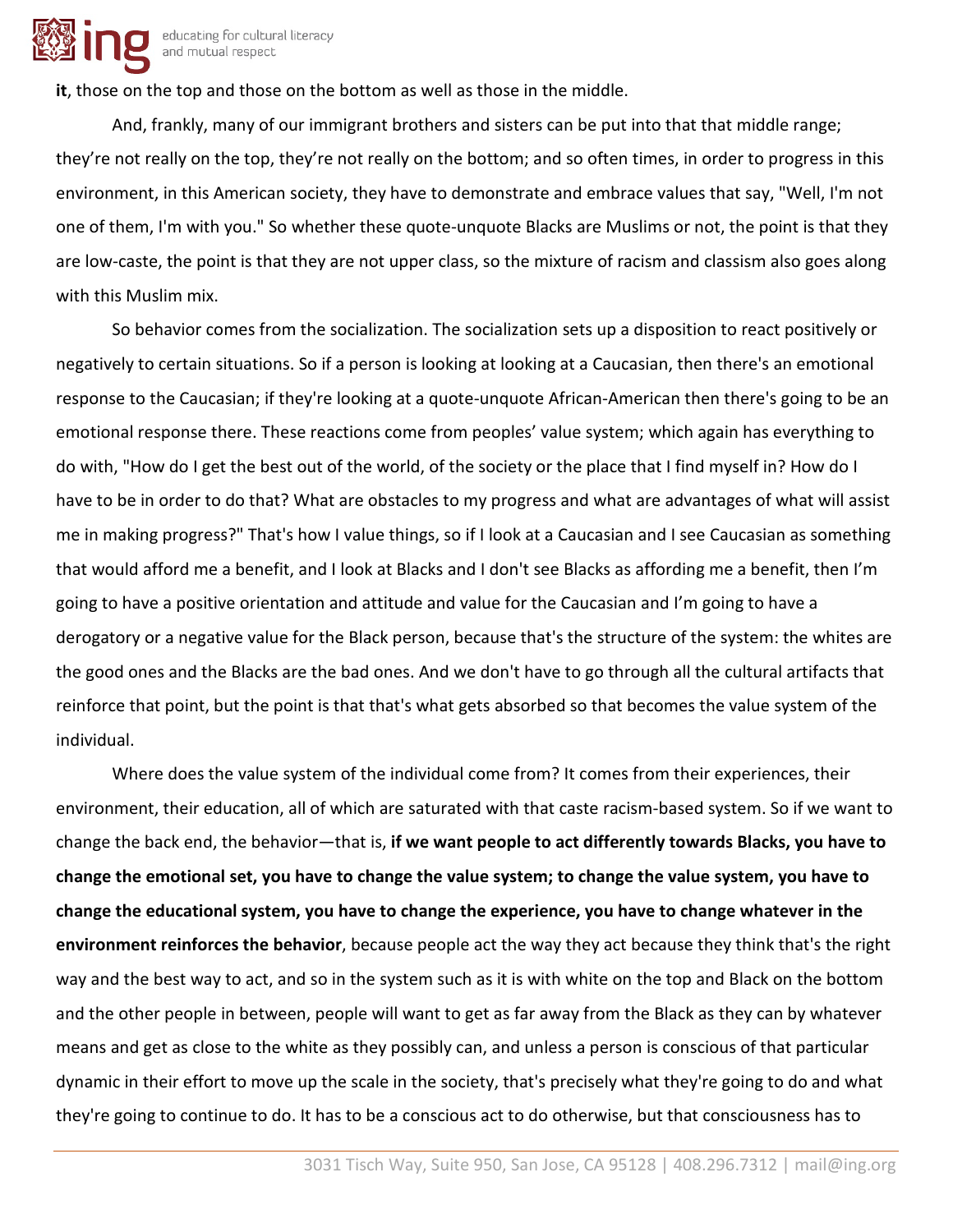**it**, those on the top and those on the bottom as well as those in the middle.

And, frankly, many of our immigrant brothers and sisters can be put into that that middle range; they're not really on the top, they're not really on the bottom; and so often times, in order to progress in this environment, in this American society, they have to demonstrate and embrace values that say, "Well, I'm not one of them, I'm with you." So whether these quote-unquote Blacks are Muslims or not, the point is that they are low-caste, the point is that they are not upper class, so the mixture of racism and classism also goes along with this Muslim mix.

So behavior comes from the socialization. The socialization sets up a disposition to react positively or negatively to certain situations. So if a person is looking at looking at a Caucasian, then there's an emotional response to the Caucasian; if they're looking at a quote-unquote African-American then there's going to be an emotional response there. These reactions come from peoples' value system; which again has everything to do with, "How do I get the best out of the world, of the society or the place that I find myself in? How do I have to be in order to do that? What are obstacles to my progress and what are advantages of what will assist me in making progress?" That's how I value things, so if I look at a Caucasian and I see Caucasian as something that would afford me a benefit, and I look at Blacks and I don't see Blacks as affording me a benefit, then I'm going to have a positive orientation and attitude and value for the Caucasian and I'm going to have a derogatory or a negative value for the Black person, because that's the structure of the system: the whites are the good ones and the Blacks are the bad ones. And we don't have to go through all the cultural artifacts that reinforce that point, but the point is that that's what gets absorbed so that becomes the value system of the individual.

Where does the value system of the individual come from? It comes from their experiences, their environment, their education, all of which are saturated with that caste racism-based system. So if we want to change the back end, the behavior—that is, **if we want people to act differently towards Blacks, you have to change the emotional set, you have to change the value system; to change the value system, you have to change the educational system, you have to change the experience, you have to change whatever in the environment reinforces the behavior**, because people act the way they act because they think that's the right way and the best way to act, and so in the system such as it is with white on the top and Black on the bottom and the other people in between, people will want to get as far away from the Black as they can by whatever means and get as close to the white as they possibly can, and unless a person is conscious of that particular dynamic in their effort to move up the scale in the society, that's precisely what they're going to do and what they're going to continue to do. It has to be a conscious act to do otherwise, but that consciousness has to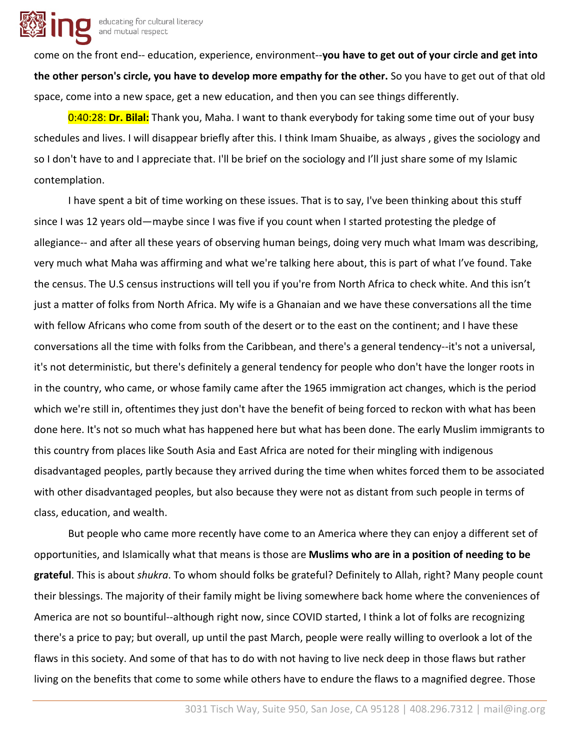come on the front end-- education, experience, environment--**you have to get out of your circle and get into the other person's circle, you have to develop more empathy for the other.** So you have to get out of that old space, come into a new space, get a new education, and then you can see things differently.

0:40:28: **Dr. Bilal:** Thank you, Maha. I want to thank everybody for taking some time out of your busy schedules and lives. I will disappear briefly after this. I think Imam Shuaibe, as always , gives the sociology and so I don't have to and I appreciate that. I'll be brief on the sociology and I'll just share some of my Islamic contemplation.

I have spent a bit of time working on these issues. That is to say, I've been thinking about this stuff since I was 12 years old—maybe since I was five if you count when I started protesting the pledge of allegiance-- and after all these years of observing human beings, doing very much what Imam was describing, very much what Maha was affirming and what we're talking here about, this is part of what I've found. Take the census. The U.S census instructions will tell you if you're from North Africa to check white. And this isn't just a matter of folks from North Africa. My wife is a Ghanaian and we have these conversations all the time with fellow Africans who come from south of the desert or to the east on the continent; and I have these conversations all the time with folks from the Caribbean, and there's a general tendency--it's not a universal, it's not deterministic, but there's definitely a general tendency for people who don't have the longer roots in in the country, who came, or whose family came after the 1965 immigration act changes, which is the period which we're still in, oftentimes they just don't have the benefit of being forced to reckon with what has been done here. It's not so much what has happened here but what has been done. The early Muslim immigrants to this country from places like South Asia and East Africa are noted for their mingling with indigenous disadvantaged peoples, partly because they arrived during the time when whites forced them to be associated with other disadvantaged peoples, but also because they were not as distant from such people in terms of class, education, and wealth.

But people who came more recently have come to an America where they can enjoy a different set of opportunities, and Islamically what that means is those are **Muslims who are in a position of needing to be grateful**. This is about *shukra*. To whom should folks be grateful? Definitely to Allah, right? Many people count their blessings. The majority of their family might be living somewhere back home where the conveniences of America are not so bountiful--although right now, since COVID started, I think a lot of folks are recognizing there's a price to pay; but overall, up until the past March, people were really willing to overlook a lot of the flaws in this society. And some of that has to do with not having to live neck deep in those flaws but rather living on the benefits that come to some while others have to endure the flaws to a magnified degree. Those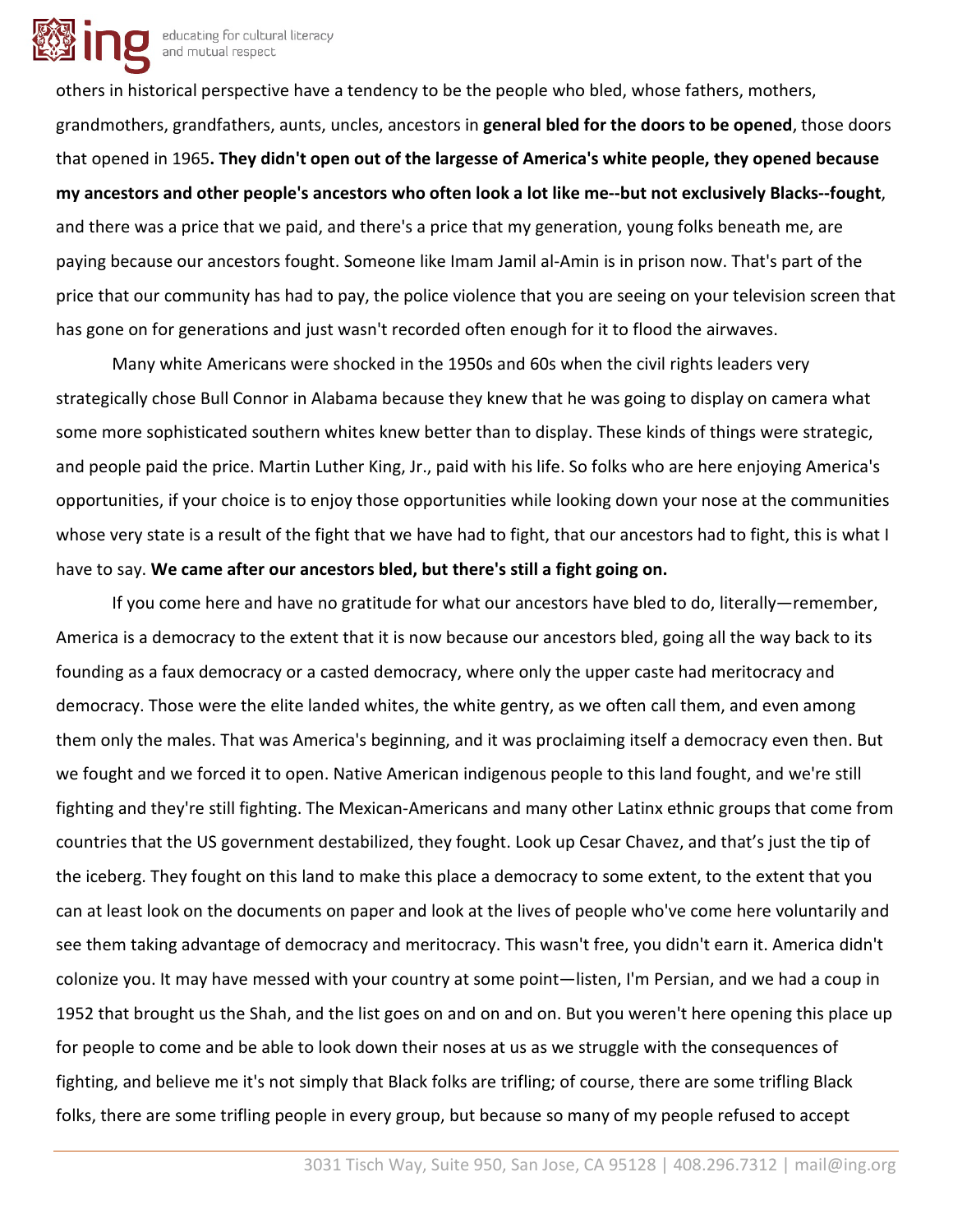others in historical perspective have a tendency to be the people who bled, whose fathers, mothers, grandmothers, grandfathers, aunts, uncles, ancestors in **general bled for the doors to be opened**, those doors that opened in 1965**. They didn't open out of the largesse of America's white people, they opened because my ancestors and other people's ancestors who often look a lot like me--but not exclusively Blacks--fought**, and there was a price that we paid, and there's a price that my generation, young folks beneath me, are paying because our ancestors fought. Someone like Imam Jamil al-Amin is in prison now. That's part of the price that our community has had to pay, the police violence that you are seeing on your television screen that has gone on for generations and just wasn't recorded often enough for it to flood the airwaves.

Many white Americans were shocked in the 1950s and 60s when the civil rights leaders very strategically chose Bull Connor in Alabama because they knew that he was going to display on camera what some more sophisticated southern whites knew better than to display. These kinds of things were strategic, and people paid the price. Martin Luther King, Jr., paid with his life. So folks who are here enjoying America's opportunities, if your choice is to enjoy those opportunities while looking down your nose at the communities whose very state is a result of the fight that we have had to fight, that our ancestors had to fight, this is what I have to say. **We came after our ancestors bled, but there's still a fight going on.**

If you come here and have no gratitude for what our ancestors have bled to do, literally—remember, America is a democracy to the extent that it is now because our ancestors bled, going all the way back to its founding as a faux democracy or a casted democracy, where only the upper caste had meritocracy and democracy. Those were the elite landed whites, the white gentry, as we often call them, and even among them only the males. That was America's beginning, and it was proclaiming itself a democracy even then. But we fought and we forced it to open. Native American indigenous people to this land fought, and we're still fighting and they're still fighting. The Mexican-Americans and many other Latinx ethnic groups that come from countries that the US government destabilized, they fought. Look up Cesar Chavez, and that's just the tip of the iceberg. They fought on this land to make this place a democracy to some extent, to the extent that you can at least look on the documents on paper and look at the lives of people who've come here voluntarily and see them taking advantage of democracy and meritocracy. This wasn't free, you didn't earn it. America didn't colonize you. It may have messed with your country at some point—listen, I'm Persian, and we had a coup in 1952 that brought us the Shah, and the list goes on and on and on. But you weren't here opening this place up for people to come and be able to look down their noses at us as we struggle with the consequences of fighting, and believe me it's not simply that Black folks are trifling; of course, there are some trifling Black folks, there are some trifling people in every group, but because so many of my people refused to accept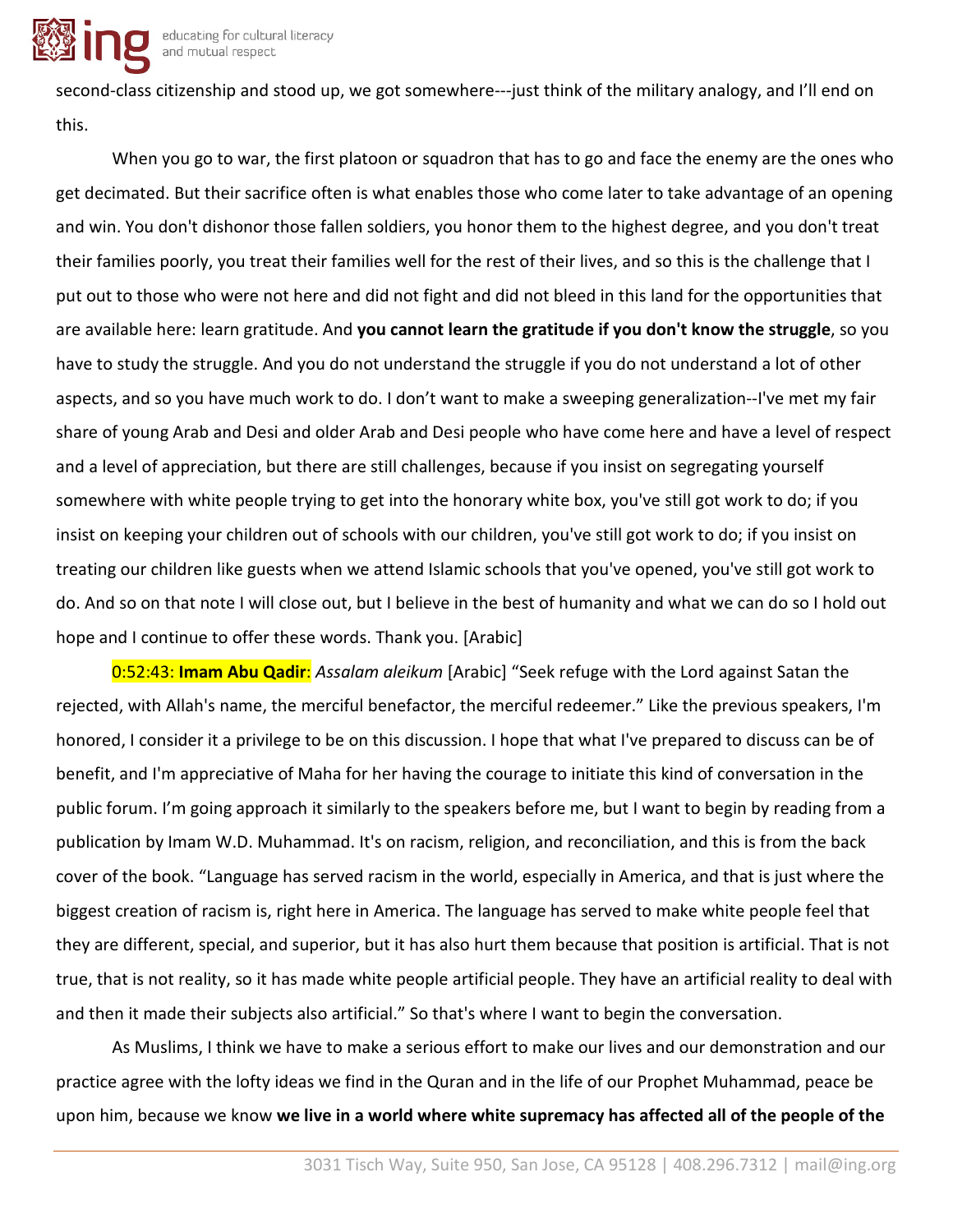second-class citizenship and stood up, we got somewhere---just think of the military analogy, and I'll end on this.

When you go to war, the first platoon or squadron that has to go and face the enemy are the ones who get decimated. But their sacrifice often is what enables those who come later to take advantage of an opening and win. You don't dishonor those fallen soldiers, you honor them to the highest degree, and you don't treat their families poorly, you treat their families well for the rest of their lives, and so this is the challenge that I put out to those who were not here and did not fight and did not bleed in this land for the opportunities that are available here: learn gratitude. And **you cannot learn the gratitude if you don't know the struggle**, so you have to study the struggle. And you do not understand the struggle if you do not understand a lot of other aspects, and so you have much work to do. I don't want to make a sweeping generalization--I've met my fair share of young Arab and Desi and older Arab and Desi people who have come here and have a level of respect and a level of appreciation, but there are still challenges, because if you insist on segregating yourself somewhere with white people trying to get into the honorary white box, you've still got work to do; if you insist on keeping your children out of schools with our children, you've still got work to do; if you insist on treating our children like guests when we attend Islamic schools that you've opened, you've still got work to do. And so on that note I will close out, but I believe in the best of humanity and what we can do so I hold out hope and I continue to offer these words. Thank you. [Arabic]

0:52:43: **Imam Abu Qadir**: *Assalam aleikum* [Arabic] "Seek refuge with the Lord against Satan the rejected, with Allah's name, the merciful benefactor, the merciful redeemer." Like the previous speakers, I'm honored, I consider it a privilege to be on this discussion. I hope that what I've prepared to discuss can be of benefit, and I'm appreciative of Maha for her having the courage to initiate this kind of conversation in the public forum. I'm going approach it similarly to the speakers before me, but I want to begin by reading from a publication by Imam W.D. Muhammad. It's on racism, religion, and reconciliation, and this is from the back cover of the book. "Language has served racism in the world, especially in America, and that is just where the biggest creation of racism is, right here in America. The language has served to make white people feel that they are different, special, and superior, but it has also hurt them because that position is artificial. That is not true, that is not reality, so it has made white people artificial people. They have an artificial reality to deal with and then it made their subjects also artificial." So that's where I want to begin the conversation.

As Muslims, I think we have to make a serious effort to make our lives and our demonstration and our practice agree with the lofty ideas we find in the Quran and in the life of our Prophet Muhammad, peace be upon him, because we know **we live in a world where white supremacy has affected all of the people of the**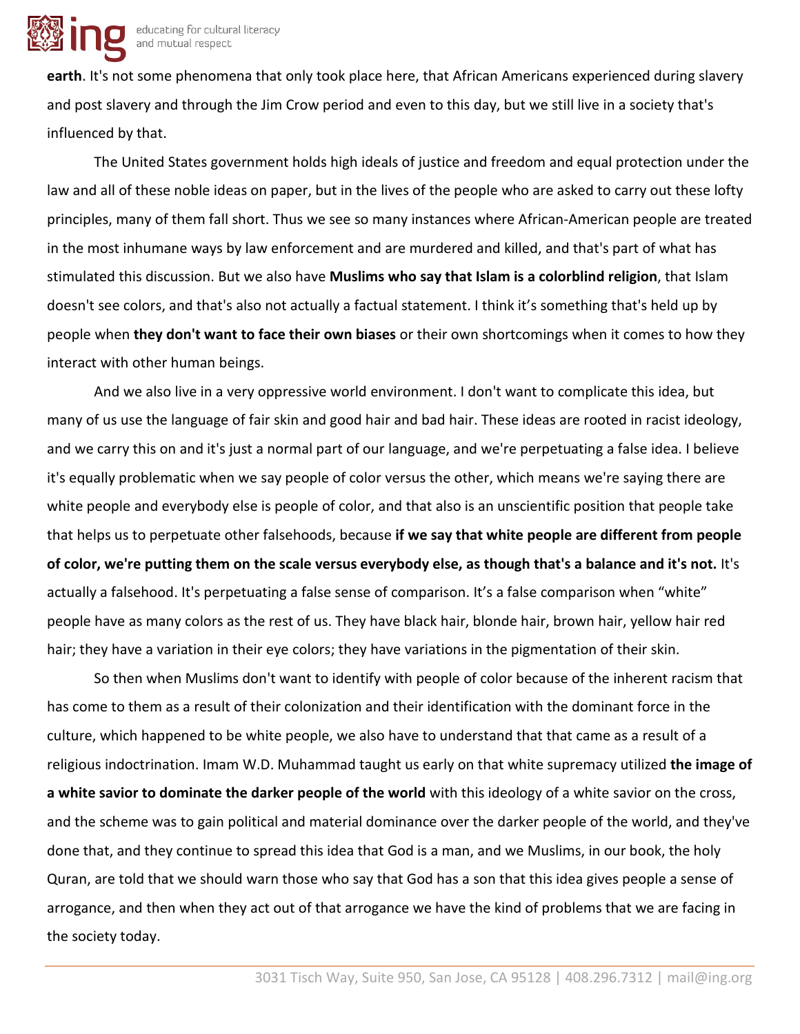**earth**. It's not some phenomena that only took place here, that African Americans experienced during slavery and post slavery and through the Jim Crow period and even to this day, but we still live in a society that's influenced by that.

The United States government holds high ideals of justice and freedom and equal protection under the law and all of these noble ideas on paper, but in the lives of the people who are asked to carry out these lofty principles, many of them fall short. Thus we see so many instances where African-American people are treated in the most inhumane ways by law enforcement and are murdered and killed, and that's part of what has stimulated this discussion. But we also have **Muslims who say that Islam is a colorblind religion**, that Islam doesn't see colors, and that's also not actually a factual statement. I think it's something that's held up by people when **they don't want to face their own biases** or their own shortcomings when it comes to how they interact with other human beings.

And we also live in a very oppressive world environment. I don't want to complicate this idea, but many of us use the language of fair skin and good hair and bad hair. These ideas are rooted in racist ideology, and we carry this on and it's just a normal part of our language, and we're perpetuating a false idea. I believe it's equally problematic when we say people of color versus the other, which means we're saying there are white people and everybody else is people of color, and that also is an unscientific position that people take that helps us to perpetuate other falsehoods, because **if we say that white people are different from people of color, we're putting them on the scale versus everybody else, as though that's a balance and it's not.** It's actually a falsehood. It's perpetuating a false sense of comparison. It's a false comparison when "white" people have as many colors as the rest of us. They have black hair, blonde hair, brown hair, yellow hair red hair; they have a variation in their eye colors; they have variations in the pigmentation of their skin.

So then when Muslims don't want to identify with people of color because of the inherent racism that has come to them as a result of their colonization and their identification with the dominant force in the culture, which happened to be white people, we also have to understand that that came as a result of a religious indoctrination. Imam W.D. Muhammad taught us early on that white supremacy utilized **the image of a white savior to dominate the darker people of the world** with this ideology of a white savior on the cross, and the scheme was to gain political and material dominance over the darker people of the world, and they've done that, and they continue to spread this idea that God is a man, and we Muslims, in our book, the holy Quran, are told that we should warn those who say that God has a son that this idea gives people a sense of arrogance, and then when they act out of that arrogance we have the kind of problems that we are facing in the society today.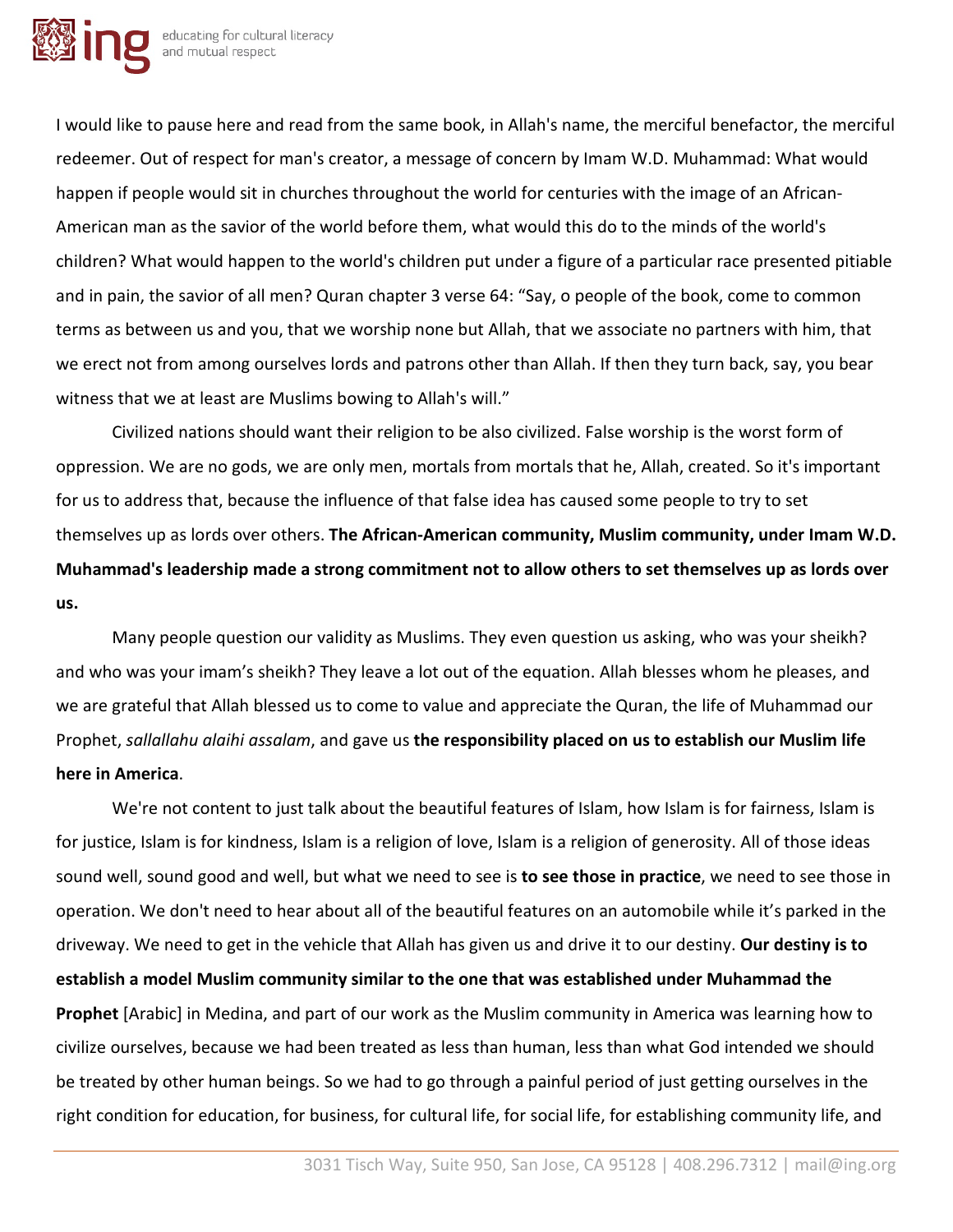I would like to pause here and read from the same book, in Allah's name, the merciful benefactor, the merciful redeemer. Out of respect for man's creator, a message of concern by Imam W.D. Muhammad: What would happen if people would sit in churches throughout the world for centuries with the image of an African-American man as the savior of the world before them, what would this do to the minds of the world's children? What would happen to the world's children put under a figure of a particular race presented pitiable and in pain, the savior of all men? Quran chapter 3 verse 64: "Say, o people of the book, come to common terms as between us and you, that we worship none but Allah, that we associate no partners with him, that we erect not from among ourselves lords and patrons other than Allah. If then they turn back, say, you bear witness that we at least are Muslims bowing to Allah's will."

Civilized nations should want their religion to be also civilized. False worship is the worst form of oppression. We are no gods, we are only men, mortals from mortals that he, Allah, created. So it's important for us to address that, because the influence of that false idea has caused some people to try to set themselves up as lords over others. **The African-American community, Muslim community, under Imam W.D. Muhammad's leadership made a strong commitment not to allow others to set themselves up as lords over us.**

Many people question our validity as Muslims. They even question us asking, who was your sheikh? and who was your imam's sheikh? They leave a lot out of the equation. Allah blesses whom he pleases, and we are grateful that Allah blessed us to come to value and appreciate the Quran, the life of Muhammad our Prophet, *sallallahu alaihi assalam*, and gave us **the responsibility placed on us to establish our Muslim life here in America**.

We're not content to just talk about the beautiful features of Islam, how Islam is for fairness, Islam is for justice, Islam is for kindness, Islam is a religion of love, Islam is a religion of generosity. All of those ideas sound well, sound good and well, but what we need to see is **to see those in practice**, we need to see those in operation. We don't need to hear about all of the beautiful features on an automobile while it's parked in the driveway. We need to get in the vehicle that Allah has given us and drive it to our destiny. **Our destiny is to establish a model Muslim community similar to the one that was established under Muhammad the Prophet** [Arabic] in Medina, and part of our work as the Muslim community in America was learning how to civilize ourselves, because we had been treated as less than human, less than what God intended we should be treated by other human beings. So we had to go through a painful period of just getting ourselves in the right condition for education, for business, for cultural life, for social life, for establishing community life, and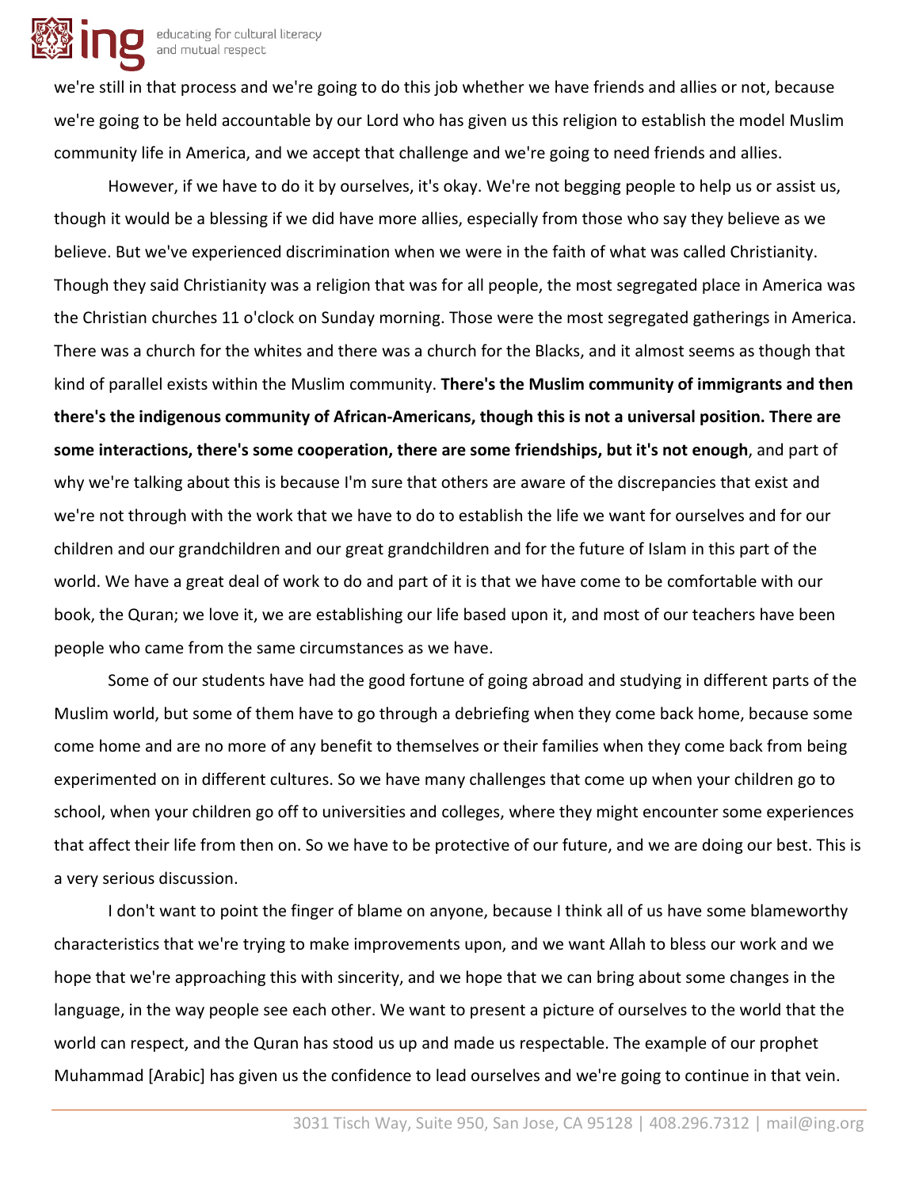we're still in that process and we're going to do this job whether we have friends and allies or not, because we're going to be held accountable by our Lord who has given us this religion to establish the model Muslim community life in America, and we accept that challenge and we're going to need friends and allies.

However, if we have to do it by ourselves, it's okay. We're not begging people to help us or assist us, though it would be a blessing if we did have more allies, especially from those who say they believe as we believe. But we've experienced discrimination when we were in the faith of what was called Christianity. Though they said Christianity was a religion that was for all people, the most segregated place in America was the Christian churches 11 o'clock on Sunday morning. Those were the most segregated gatherings in America. There was a church for the whites and there was a church for the Blacks, and it almost seems as though that kind of parallel exists within the Muslim community. **There's the Muslim community of immigrants and then there's the indigenous community of African-Americans, though this is not a universal position. There are some interactions, there's some cooperation, there are some friendships, but it's not enough**, and part of why we're talking about this is because I'm sure that others are aware of the discrepancies that exist and we're not through with the work that we have to do to establish the life we want for ourselves and for our children and our grandchildren and our great grandchildren and for the future of Islam in this part of the world. We have a great deal of work to do and part of it is that we have come to be comfortable with our book, the Quran; we love it, we are establishing our life based upon it, and most of our teachers have been people who came from the same circumstances as we have.

Some of our students have had the good fortune of going abroad and studying in different parts of the Muslim world, but some of them have to go through a debriefing when they come back home, because some come home and are no more of any benefit to themselves or their families when they come back from being experimented on in different cultures. So we have many challenges that come up when your children go to school, when your children go off to universities and colleges, where they might encounter some experiences that affect their life from then on. So we have to be protective of our future, and we are doing our best. This is a very serious discussion.

I don't want to point the finger of blame on anyone, because I think all of us have some blameworthy characteristics that we're trying to make improvements upon, and we want Allah to bless our work and we hope that we're approaching this with sincerity, and we hope that we can bring about some changes in the language, in the way people see each other. We want to present a picture of ourselves to the world that the world can respect, and the Quran has stood us up and made us respectable. The example of our prophet Muhammad [Arabic] has given us the confidence to lead ourselves and we're going to continue in that vein.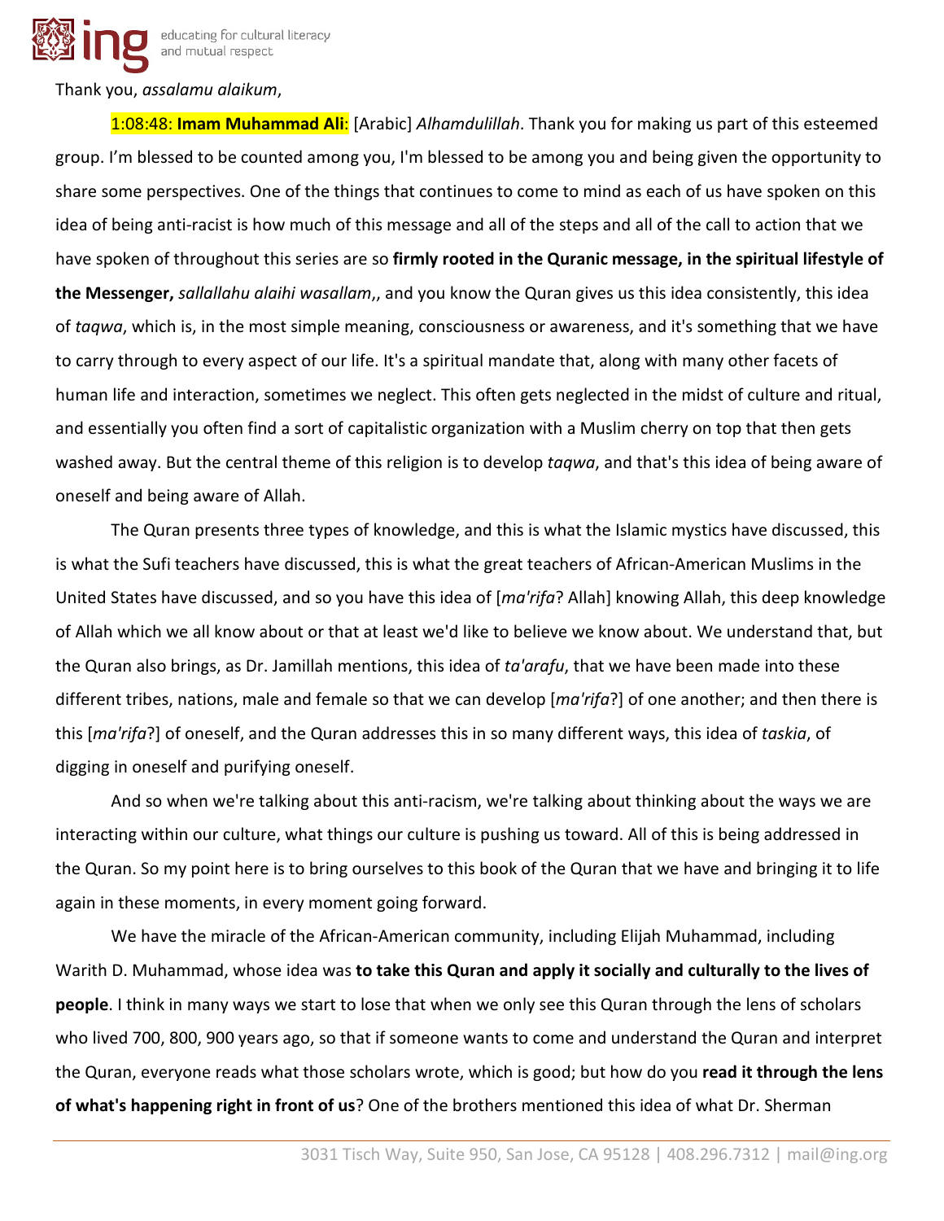Thank you, *assalamu alaikum*,

1:08:48: **Imam Muhammad Ali**: [Arabic] *Alhamdulillah*. Thank you for making us part of this esteemed group. I'm blessed to be counted among you, I'm blessed to be among you and being given the opportunity to share some perspectives. One of the things that continues to come to mind as each of us have spoken on this idea of being anti-racist is how much of this message and all of the steps and all of the call to action that we have spoken of throughout this series are so **firmly rooted in the Quranic message, in the spiritual lifestyle of the Messenger,** *sallallahu alaihi wasallam*,, and you know the Quran gives us this idea consistently, this idea of *taqwa*, which is, in the most simple meaning, consciousness or awareness, and it's something that we have to carry through to every aspect of our life. It's a spiritual mandate that, along with many other facets of human life and interaction, sometimes we neglect. This often gets neglected in the midst of culture and ritual, and essentially you often find a sort of capitalistic organization with a Muslim cherry on top that then gets washed away. But the central theme of this religion is to develop *taqwa*, and that's this idea of being aware of oneself and being aware of Allah.

The Quran presents three types of knowledge, and this is what the Islamic mystics have discussed, this is what the Sufi teachers have discussed, this is what the great teachers of African-American Muslims in the United States have discussed, and so you have this idea of [*ma'rifa*? Allah] knowing Allah, this deep knowledge of Allah which we all know about or that at least we'd like to believe we know about. We understand that, but the Quran also brings, as Dr. Jamillah mentions, this idea of *ta'arafu*, that we have been made into these different tribes, nations, male and female so that we can develop [*ma'rifa*?] of one another; and then there is this [*ma'rifa*?] of oneself, and the Quran addresses this in so many different ways, this idea of *taskia*, of digging in oneself and purifying oneself.

And so when we're talking about this anti-racism, we're talking about thinking about the ways we are interacting within our culture, what things our culture is pushing us toward. All of this is being addressed in the Quran. So my point here is to bring ourselves to this book of the Quran that we have and bringing it to life again in these moments, in every moment going forward.

We have the miracle of the African-American community, including Elijah Muhammad, including Warith D. Muhammad, whose idea was **to take this Quran and apply it socially and culturally to the lives of people**. I think in many ways we start to lose that when we only see this Quran through the lens of scholars who lived 700, 800, 900 years ago, so that if someone wants to come and understand the Quran and interpret the Quran, everyone reads what those scholars wrote, which is good; but how do you **read it through the lens of what's happening right in front of us**? One of the brothers mentioned this idea of what Dr. Sherman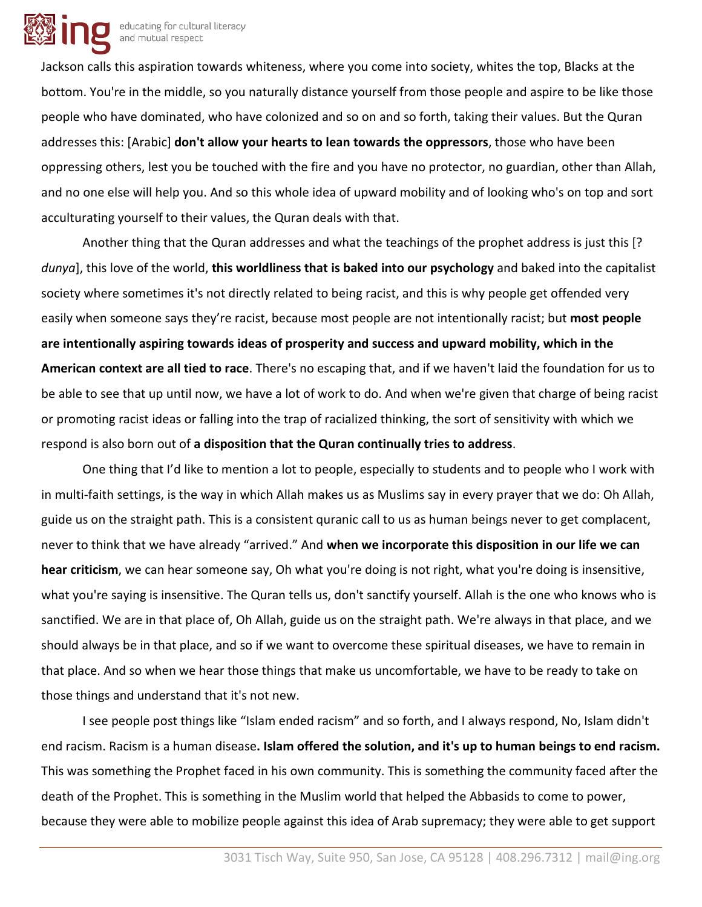Jackson calls this aspiration towards whiteness, where you come into society, whites the top, Blacks at the bottom. You're in the middle, so you naturally distance yourself from those people and aspire to be like those people who have dominated, who have colonized and so on and so forth, taking their values. But the Quran addresses this: [Arabic] **don't allow your hearts to lean towards the oppressors**, those who have been oppressing others, lest you be touched with the fire and you have no protector, no guardian, other than Allah, and no one else will help you. And so this whole idea of upward mobility and of looking who's on top and sort acculturating yourself to their values, the Quran deals with that.

Another thing that the Quran addresses and what the teachings of the prophet address is just this [? *dunya*], this love of the world, **this worldliness that is baked into our psychology** and baked into the capitalist society where sometimes it's not directly related to being racist, and this is why people get offended very easily when someone says they're racist, because most people are not intentionally racist; but **most people are intentionally aspiring towards ideas of prosperity and success and upward mobility, which in the American context are all tied to race**. There's no escaping that, and if we haven't laid the foundation for us to be able to see that up until now, we have a lot of work to do. And when we're given that charge of being racist or promoting racist ideas or falling into the trap of racialized thinking, the sort of sensitivity with which we respond is also born out of **a disposition that the Quran continually tries to address**.

One thing that I'd like to mention a lot to people, especially to students and to people who I work with in multi-faith settings, is the way in which Allah makes us as Muslims say in every prayer that we do: Oh Allah, guide us on the straight path. This is a consistent quranic call to us as human beings never to get complacent, never to think that we have already "arrived." And **when we incorporate this disposition in our life we can hear criticism**, we can hear someone say, Oh what you're doing is not right, what you're doing is insensitive, what you're saying is insensitive. The Quran tells us, don't sanctify yourself. Allah is the one who knows who is sanctified. We are in that place of, Oh Allah, guide us on the straight path. We're always in that place, and we should always be in that place, and so if we want to overcome these spiritual diseases, we have to remain in that place. And so when we hear those things that make us uncomfortable, we have to be ready to take on those things and understand that it's not new.

I see people post things like "Islam ended racism" and so forth, and I always respond, No, Islam didn't end racism. Racism is a human disease**. Islam offered the solution, and it's up to human beings to end racism.** This was something the Prophet faced in his own community. This is something the community faced after the death of the Prophet. This is something in the Muslim world that helped the Abbasids to come to power, because they were able to mobilize people against this idea of Arab supremacy; they were able to get support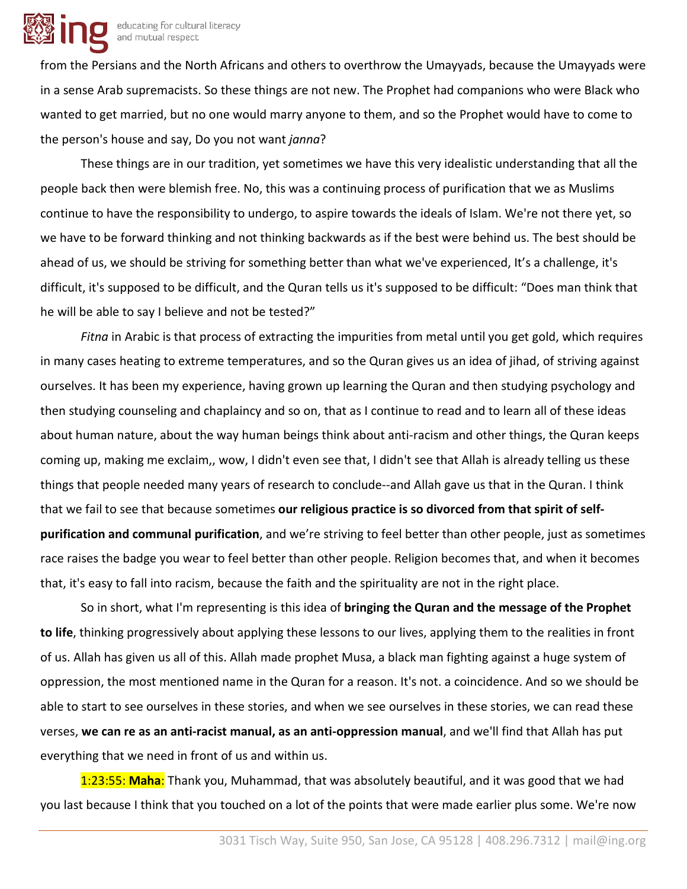from the Persians and the North Africans and others to overthrow the Umayyads, because the Umayyads were in a sense Arab supremacists. So these things are not new. The Prophet had companions who were Black who wanted to get married, but no one would marry anyone to them, and so the Prophet would have to come to the person's house and say, Do you not want *janna*?

These things are in our tradition, yet sometimes we have this very idealistic understanding that all the people back then were blemish free. No, this was a continuing process of purification that we as Muslims continue to have the responsibility to undergo, to aspire towards the ideals of Islam. We're not there yet, so we have to be forward thinking and not thinking backwards as if the best were behind us. The best should be ahead of us, we should be striving for something better than what we've experienced, It's a challenge, it's difficult, it's supposed to be difficult, and the Quran tells us it's supposed to be difficult: "Does man think that he will be able to say I believe and not be tested?"

*Fitna* in Arabic is that process of extracting the impurities from metal until you get gold, which requires in many cases heating to extreme temperatures, and so the Quran gives us an idea of jihad, of striving against ourselves. It has been my experience, having grown up learning the Quran and then studying psychology and then studying counseling and chaplaincy and so on, that as I continue to read and to learn all of these ideas about human nature, about the way human beings think about anti-racism and other things, the Quran keeps coming up, making me exclaim,, wow, I didn't even see that, I didn't see that Allah is already telling us these things that people needed many years of research to conclude--and Allah gave us that in the Quran. I think that we fail to see that because sometimes **our religious practice is so divorced from that spirit of self-purification and communal purification**, and we're striving to feel better than other people, just as sometimes race raises the badge you wear to feel better than other people. Religion becomes that, and when it becomes that, it's easy to fall into racism, because the faith and the spirituality are not in the right place.

So in short, what I'm representing is this idea of **bringing the Quran and the message of the Prophet to life**, thinking progressively about applying these lessons to our lives, applying them to the realities in front of us. Allah has given us all of this. Allah made prophet Musa, a black man fighting against a huge system of oppression, the most mentioned name in the Quran for a reason. It's not. a coincidence. And so we should be able to start to see ourselves in these stories, and when we see ourselves in these stories, we can read these verses, **we can re as an anti-racist manual, as an anti-oppression manual**, and we'll find that Allah has put everything that we need in front of us and within us.

1:23:55: **Maha**: Thank you, Muhammad, that was absolutely beautiful, and it was good that we had you last because I think that you touched on a lot of the points that were made earlier plus some. We're now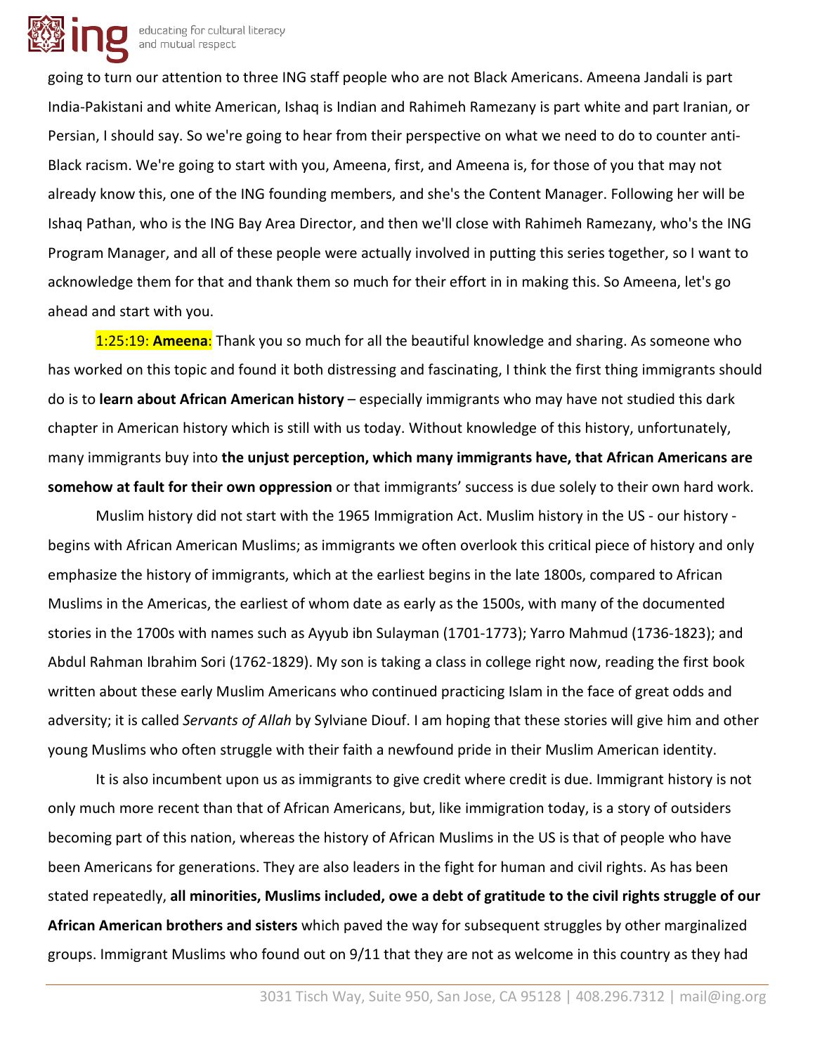going to turn our attention to three ING staff people who are not Black Americans. Ameena Jandali is part India-Pakistani and white American, Ishaq is Indian and Rahimeh Ramezany is part white and part Iranian, or Persian, I should say. So we're going to hear from their perspective on what we need to do to counter anti-Black racism. We're going to start with you, Ameena, first, and Ameena is, for those of you that may not already know this, one of the ING founding members, and she's the Content Manager. Following her will be Ishaq Pathan, who is the ING Bay Area Director, and then we'll close with Rahimeh Ramezany, who's the ING Program Manager, and all of these people were actually involved in putting this series together, so I want to acknowledge them for that and thank them so much for their effort in in making this. So Ameena, let's go ahead and start with you.

1:25:19: **Ameena**: Thank you so much for all the beautiful knowledge and sharing. As someone who has worked on this topic and found it both distressing and fascinating, I think the first thing immigrants should do is to **learn about African American history** – especially immigrants who may have not studied this dark chapter in American history which is still with us today. Without knowledge of this history, unfortunately, many immigrants buy into **the unjust perception, which many immigrants have, that African Americans are somehow at fault for their own oppression** or that immigrants' success is due solely to their own hard work.

Muslim history did not start with the 1965 Immigration Act. Muslim history in the US - our history - begins with African American Muslims; as immigrants we often overlook this critical piece of history and only emphasize the history of immigrants, which at the earliest begins in the late 1800s, compared to African Muslims in the Americas, the earliest of whom date as early as the 1500s, with many of the documented stories in the 1700s with names such as Ayyub ibn Sulayman (1701-1773); Yarro Mahmud (1736-1823); and Abdul Rahman Ibrahim Sori (1762-1829). My son is taking a class in college right now, reading the first book written about these early Muslim Americans who continued practicing Islam in the face of great odds and adversity; it is called *Servants of Allah* by Sylviane Diouf. I am hoping that these stories will give him and other young Muslims who often struggle with their faith a newfound pride in their Muslim American identity.

It is also incumbent upon us as immigrants to give credit where credit is due. Immigrant history is not only much more recent than that of African Americans, but, like immigration today, is a story of outsiders becoming part of this nation, whereas the history of African Muslims in the US is that of people who have been Americans for generations. They are also leaders in the fight for human and civil rights. As has been stated repeatedly, **all minorities, Muslims included, owe a debt of gratitude to the civil rights struggle of our African American brothers and sisters** which paved the way for subsequent struggles by other marginalized groups. Immigrant Muslims who found out on 9/11 that they are not as welcome in this country as they had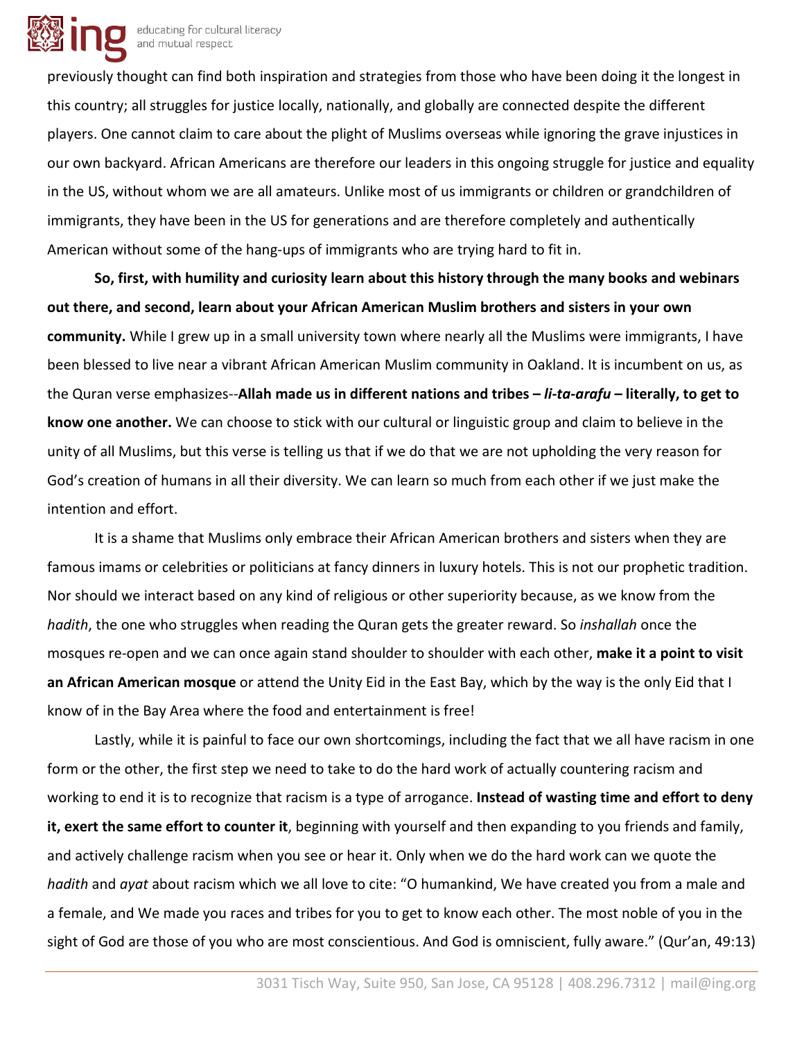previously thought can find both inspiration and strategies from those who have been doing it the longest in this country; all struggles for justice locally, nationally, and globally are connected despite the different players. One cannot claim to care about the plight of Muslims overseas while ignoring the grave injustices in our own backyard. African Americans are therefore our leaders in this ongoing struggle for justice and equality in the US, without whom we are all amateurs. Unlike most of us immigrants or children or grandchildren of immigrants, they have been in the US for generations and are therefore completely and authentically American without some of the hang-ups of immigrants who are trying hard to fit in.

**So, first, with humility and curiosity learn about this history through the many books and webinars out there, and second, learn about your African American Muslim brothers and sisters in your own community.** While I grew up in a small university town where nearly all the Muslims were immigrants, I have been blessed to live near a vibrant African American Muslim community in Oakland. It is incumbent on us, as the Quran verse emphasizes--**Allah made us in different nations and tribes – *li-ta-arafu* – literally, to get to know one another.** We can choose to stick with our cultural or linguistic group and claim to believe in the unity of all Muslims, but this verse is telling us that if we do that we are not upholding the very reason for God's creation of humans in all their diversity. We can learn so much from each other if we just make the intention and effort.

It is a shame that Muslims only embrace their African American brothers and sisters when they are famous imams or celebrities or politicians at fancy dinners in luxury hotels. This is not our prophetic tradition. Nor should we interact based on any kind of religious or other superiority because, as we know from the *hadith*, the one who struggles when reading the Quran gets the greater reward. So *inshallah* once the mosques re-open and we can once again stand shoulder to shoulder with each other, **make it a point to visit an African American mosque** or attend the Unity Eid in the East Bay, which by the way is the only Eid that I know of in the Bay Area where the food and entertainment is free!

Lastly, while it is painful to face our own shortcomings, including the fact that we all have racism in one form or the other, the first step we need to take to do the hard work of actually countering racism and working to end it is to recognize that racism is a type of arrogance. **Instead of wasting time and effort to deny it, exert the same effort to counter it**, beginning with yourself and then expanding to you friends and family, and actively challenge racism when you see or hear it. Only when we do the hard work can we quote the *hadith* and *ayat* about racism which we all love to cite: "O humankind, We have created you from a male and a female, and We made you races and tribes for you to get to know each other. The most noble of you in the sight of God are those of you who are most conscientious. And God is omniscient, fully aware." (Qur'an, 49:13)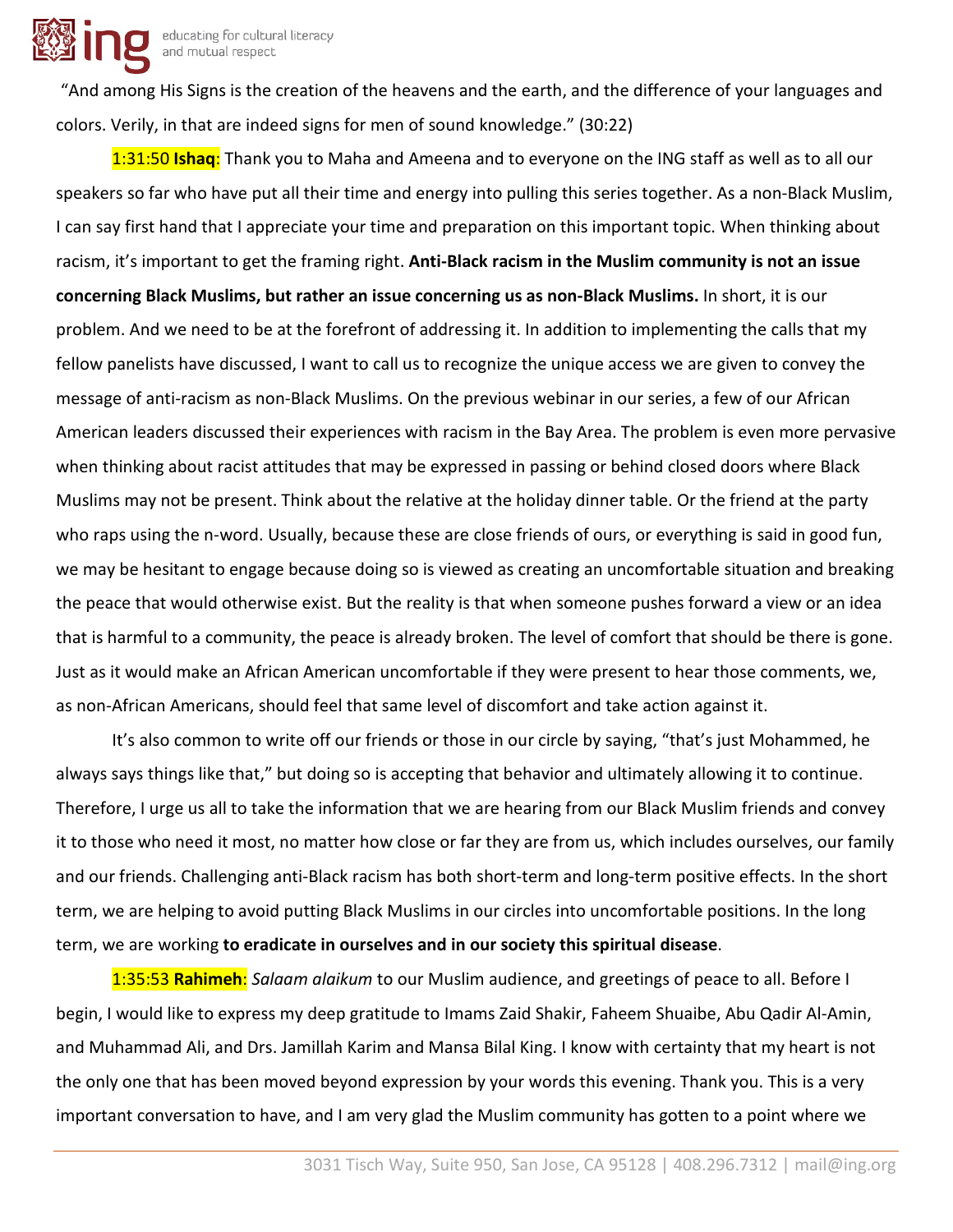"And among His Signs is the creation of the heavens and the earth, and the difference of your languages and colors. Verily, in that are indeed signs for men of sound knowledge." (30:22)

1:31:50 **Ishaq**: Thank you to Maha and Ameena and to everyone on the ING staff as well as to all our speakers so far who have put all their time and energy into pulling this series together. As a non-Black Muslim, I can say first hand that I appreciate your time and preparation on this important topic. When thinking about racism, it's important to get the framing right. **Anti-Black racism in the Muslim community is not an issue concerning Black Muslims, but rather an issue concerning us as non-Black Muslims.** In short, it is our problem. And we need to be at the forefront of addressing it. In addition to implementing the calls that my fellow panelists have discussed, I want to call us to recognize the unique access we are given to convey the message of anti-racism as non-Black Muslims. On the previous webinar in our series, a few of our African American leaders discussed their experiences with racism in the Bay Area. The problem is even more pervasive when thinking about racist attitudes that may be expressed in passing or behind closed doors where Black Muslims may not be present. Think about the relative at the holiday dinner table. Or the friend at the party who raps using the n-word. Usually, because these are close friends of ours, or everything is said in good fun, we may be hesitant to engage because doing so is viewed as creating an uncomfortable situation and breaking the peace that would otherwise exist. But the reality is that when someone pushes forward a view or an idea that is harmful to a community, the peace is already broken. The level of comfort that should be there is gone. Just as it would make an African American uncomfortable if they were present to hear those comments, we, as non-African Americans, should feel that same level of discomfort and take action against it.

It's also common to write off our friends or those in our circle by saying, "that's just Mohammed, he always says things like that," but doing so is accepting that behavior and ultimately allowing it to continue. Therefore, I urge us all to take the information that we are hearing from our Black Muslim friends and convey it to those who need it most, no matter how close or far they are from us, which includes ourselves, our family and our friends. Challenging anti-Black racism has both short-term and long-term positive effects. In the short term, we are helping to avoid putting Black Muslims in our circles into uncomfortable positions. In the long term, we are working **to eradicate in ourselves and in our society this spiritual disease**.

1:35:53 **Rahimeh**: *Salaam alaikum* to our Muslim audience, and greetings of peace to all. Before I begin, I would like to express my deep gratitude to Imams Zaid Shakir, Faheem Shuaibe, Abu Qadir Al-Amin, and Muhammad Ali, and Drs. Jamillah Karim and Mansa Bilal King. I know with certainty that my heart is not the only one that has been moved beyond expression by your words this evening. Thank you. This is a very important conversation to have, and I am very glad the Muslim community has gotten to a point where we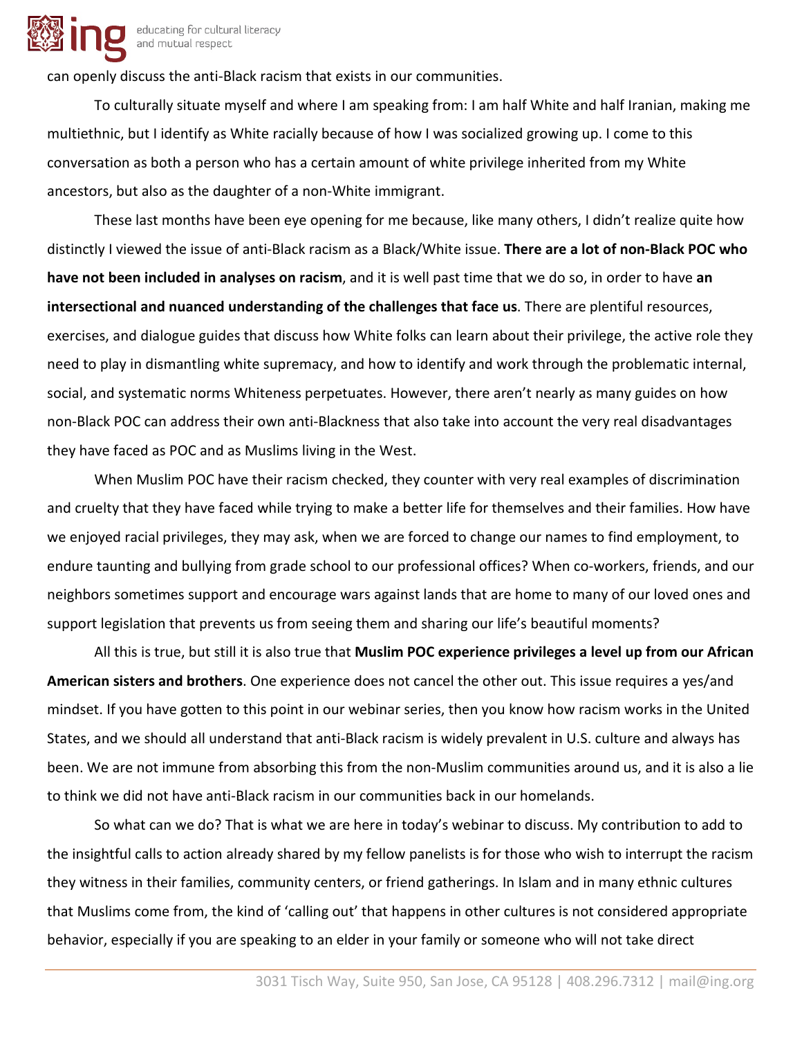can openly discuss the anti-Black racism that exists in our communities.

To culturally situate myself and where I am speaking from: I am half White and half Iranian, making me multiethnic, but I identify as White racially because of how I was socialized growing up. I come to this conversation as both a person who has a certain amount of white privilege inherited from my White ancestors, but also as the daughter of a non-White immigrant.

These last months have been eye opening for me because, like many others, I didn't realize quite how distinctly I viewed the issue of anti-Black racism as a Black/White issue. **There are a lot of non-Black POC who have not been included in analyses on racism**, and it is well past time that we do so, in order to have **an intersectional and nuanced understanding of the challenges that face us**. There are plentiful resources, exercises, and dialogue guides that discuss how White folks can learn about their privilege, the active role they need to play in dismantling white supremacy, and how to identify and work through the problematic internal, social, and systematic norms Whiteness perpetuates. However, there aren't nearly as many guides on how non-Black POC can address their own anti-Blackness that also take into account the very real disadvantages they have faced as POC and as Muslims living in the West.

When Muslim POC have their racism checked, they counter with very real examples of discrimination and cruelty that they have faced while trying to make a better life for themselves and their families. How have we enjoyed racial privileges, they may ask, when we are forced to change our names to find employment, to endure taunting and bullying from grade school to our professional offices? When co-workers, friends, and our neighbors sometimes support and encourage wars against lands that are home to many of our loved ones and support legislation that prevents us from seeing them and sharing our life's beautiful moments?

All this is true, but still it is also true that **Muslim POC experience privileges a level up from our African American sisters and brothers**. One experience does not cancel the other out. This issue requires a yes/and mindset. If you have gotten to this point in our webinar series, then you know how racism works in the United States, and we should all understand that anti-Black racism is widely prevalent in U.S. culture and always has been. We are not immune from absorbing this from the non-Muslim communities around us, and it is also a lie to think we did not have anti-Black racism in our communities back in our homelands.

So what can we do? That is what we are here in today's webinar to discuss. My contribution to add to the insightful calls to action already shared by my fellow panelists is for those who wish to interrupt the racism they witness in their families, community centers, or friend gatherings. In Islam and in many ethnic cultures that Muslims come from, the kind of 'calling out' that happens in other cultures is not considered appropriate behavior, especially if you are speaking to an elder in your family or someone who will not take direct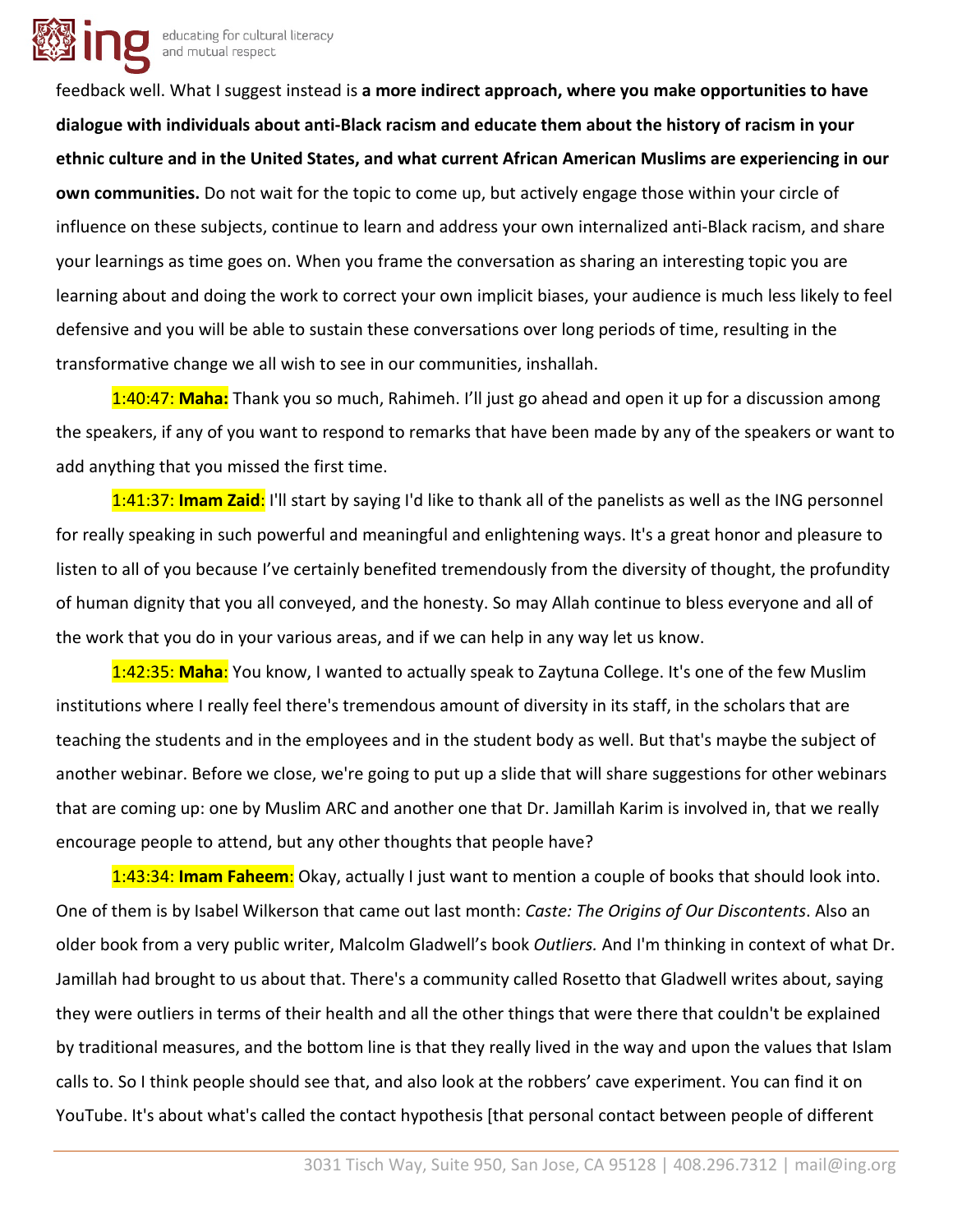feedback well. What I suggest instead is **a more indirect approach, where you make opportunities to have dialogue with individuals about anti-Black racism and educate them about the history of racism in your ethnic culture and in the United States, and what current African American Muslims are experiencing in our own communities.** Do not wait for the topic to come up, but actively engage those within your circle of influence on these subjects, continue to learn and address your own internalized anti-Black racism, and share your learnings as time goes on. When you frame the conversation as sharing an interesting topic you are learning about and doing the work to correct your own implicit biases, your audience is much less likely to feel defensive and you will be able to sustain these conversations over long periods of time, resulting in the transformative change we all wish to see in our communities, inshallah.

1:40:47: **Maha:** Thank you so much, Rahimeh. I'll just go ahead and open it up for a discussion among the speakers, if any of you want to respond to remarks that have been made by any of the speakers or want to add anything that you missed the first time.

1:41:37: **Imam Zaid**: I'll start by saying I'd like to thank all of the panelists as well as the ING personnel for really speaking in such powerful and meaningful and enlightening ways. It's a great honor and pleasure to listen to all of you because I've certainly benefited tremendously from the diversity of thought, the profundity of human dignity that you all conveyed, and the honesty. So may Allah continue to bless everyone and all of the work that you do in your various areas, and if we can help in any way let us know.

1:42:35: **Maha**: You know, I wanted to actually speak to Zaytuna College. It's one of the few Muslim institutions where I really feel there's tremendous amount of diversity in its staff, in the scholars that are teaching the students and in the employees and in the student body as well. But that's maybe the subject of another webinar. Before we close, we're going to put up a slide that will share suggestions for other webinars that are coming up: one by Muslim ARC and another one that Dr. Jamillah Karim is involved in, that we really encourage people to attend, but any other thoughts that people have?

1:43:34: **Imam Faheem**: Okay, actually I just want to mention a couple of books that should look into. One of them is by Isabel Wilkerson that came out last month: *Caste: The Origins of Our Discontents*. Also an older book from a very public writer, Malcolm Gladwell's book *Outliers.* And I'm thinking in context of what Dr. Jamillah had brought to us about that. There's a community called Rosetto that Gladwell writes about, saying they were outliers in terms of their health and all the other things that were there that couldn't be explained by traditional measures, and the bottom line is that they really lived in the way and upon the values that Islam calls to. So I think people should see that, and also look at the robbers' cave experiment. You can find it on YouTube. It's about what's called the contact hypothesis [that personal contact between people of different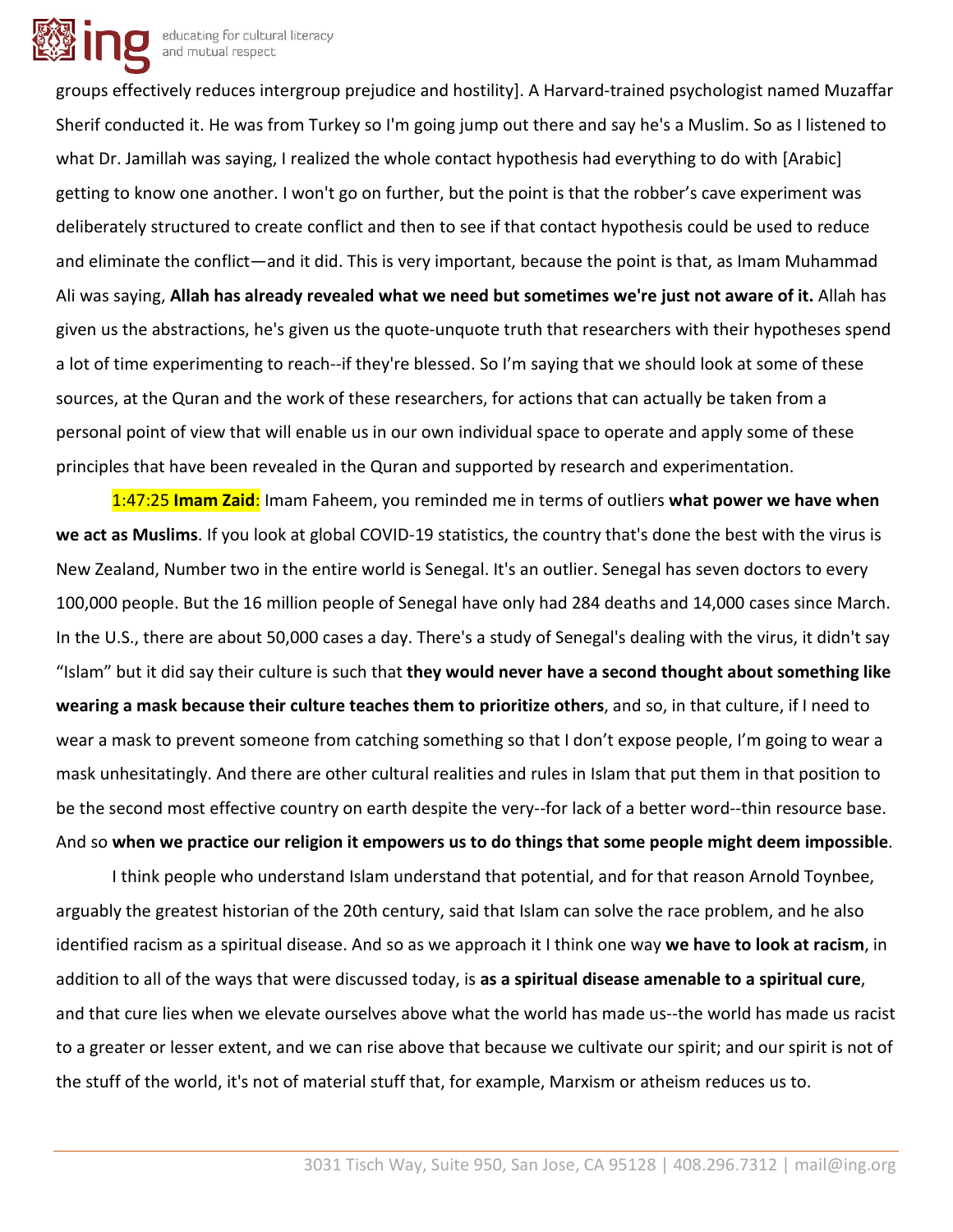groups effectively reduces intergroup prejudice and hostility]. A Harvard-trained psychologist named Muzaffar Sherif conducted it. He was from Turkey so I'm going jump out there and say he's a Muslim. So as I listened to what Dr. Jamillah was saying, I realized the whole contact hypothesis had everything to do with [Arabic] getting to know one another. I won't go on further, but the point is that the robber's cave experiment was deliberately structured to create conflict and then to see if that contact hypothesis could be used to reduce and eliminate the conflict—and it did. This is very important, because the point is that, as Imam Muhammad Ali was saying, **Allah has already revealed what we need but sometimes we're just not aware of it.** Allah has given us the abstractions, he's given us the quote-unquote truth that researchers with their hypotheses spend a lot of time experimenting to reach--if they're blessed. So I'm saying that we should look at some of these sources, at the Quran and the work of these researchers, for actions that can actually be taken from a personal point of view that will enable us in our own individual space to operate and apply some of these principles that have been revealed in the Quran and supported by research and experimentation.

1:47:25 **Imam Zaid**: Imam Faheem, you reminded me in terms of outliers **what power we have when we act as Muslims**. If you look at global COVID-19 statistics, the country that's done the best with the virus is New Zealand, Number two in the entire world is Senegal. It's an outlier. Senegal has seven doctors to every 100,000 people. But the 16 million people of Senegal have only had 284 deaths and 14,000 cases since March. In the U.S., there are about 50,000 cases a day. There's a study of Senegal's dealing with the virus, it didn't say "Islam" but it did say their culture is such that **they would never have a second thought about something like wearing a mask because their culture teaches them to prioritize others**, and so, in that culture, if I need to wear a mask to prevent someone from catching something so that I don't expose people, I'm going to wear a mask unhesitatingly. And there are other cultural realities and rules in Islam that put them in that position to be the second most effective country on earth despite the very--for lack of a better word--thin resource base. And so **when we practice our religion it empowers us to do things that some people might deem impossible**.

I think people who understand Islam understand that potential, and for that reason Arnold Toynbee, arguably the greatest historian of the 20th century, said that Islam can solve the race problem, and he also identified racism as a spiritual disease. And so as we approach it I think one way **we have to look at racism**, in addition to all of the ways that were discussed today, is **as a spiritual disease amenable to a spiritual cure**, and that cure lies when we elevate ourselves above what the world has made us--the world has made us racist to a greater or lesser extent, and we can rise above that because we cultivate our spirit; and our spirit is not of the stuff of the world, it's not of material stuff that, for example, Marxism or atheism reduces us to.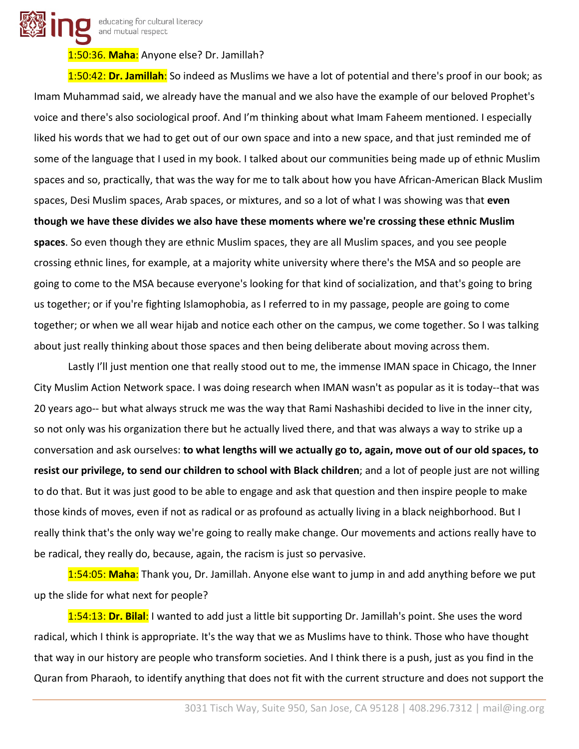1:50:36. **Maha**: Anyone else? Dr. Jamillah?

1:50:42: **Dr. Jamillah**: So indeed as Muslims we have a lot of potential and there's proof in our book; as Imam Muhammad said, we already have the manual and we also have the example of our beloved Prophet's voice and there's also sociological proof. And I'm thinking about what Imam Faheem mentioned. I especially liked his words that we had to get out of our own space and into a new space, and that just reminded me of some of the language that I used in my book. I talked about our communities being made up of ethnic Muslim spaces and so, practically, that was the way for me to talk about how you have African-American Black Muslim spaces, Desi Muslim spaces, Arab spaces, or mixtures, and so a lot of what I was showing was that **even though we have these divides we also have these moments where we're crossing these ethnic Muslim spaces**. So even though they are ethnic Muslim spaces, they are all Muslim spaces, and you see people crossing ethnic lines, for example, at a majority white university where there's the MSA and so people are going to come to the MSA because everyone's looking for that kind of socialization, and that's going to bring us together; or if you're fighting Islamophobia, as I referred to in my passage, people are going to come together; or when we all wear hijab and notice each other on the campus, we come together. So I was talking about just really thinking about those spaces and then being deliberate about moving across them.

Lastly I'll just mention one that really stood out to me, the immense IMAN space in Chicago, the Inner City Muslim Action Network space. I was doing research when IMAN wasn't as popular as it is today--that was 20 years ago-- but what always struck me was the way that Rami Nashashibi decided to live in the inner city, so not only was his organization there but he actually lived there, and that was always a way to strike up a conversation and ask ourselves: **to what lengths will we actually go to, again, move out of our old spaces, to resist our privilege, to send our children to school with Black children**; and a lot of people just are not willing to do that. But it was just good to be able to engage and ask that question and then inspire people to make those kinds of moves, even if not as radical or as profound as actually living in a black neighborhood. But I really think that's the only way we're going to really make change. Our movements and actions really have to be radical, they really do, because, again, the racism is just so pervasive.

1:54:05: **Maha**: Thank you, Dr. Jamillah. Anyone else want to jump in and add anything before we put up the slide for what next for people?

1:54:13: **Dr. Bilal**: I wanted to add just a little bit supporting Dr. Jamillah's point. She uses the word radical, which I think is appropriate. It's the way that we as Muslims have to think. Those who have thought that way in our history are people who transform societies. And I think there is a push, just as you find in the Quran from Pharaoh, to identify anything that does not fit with the current structure and does not support the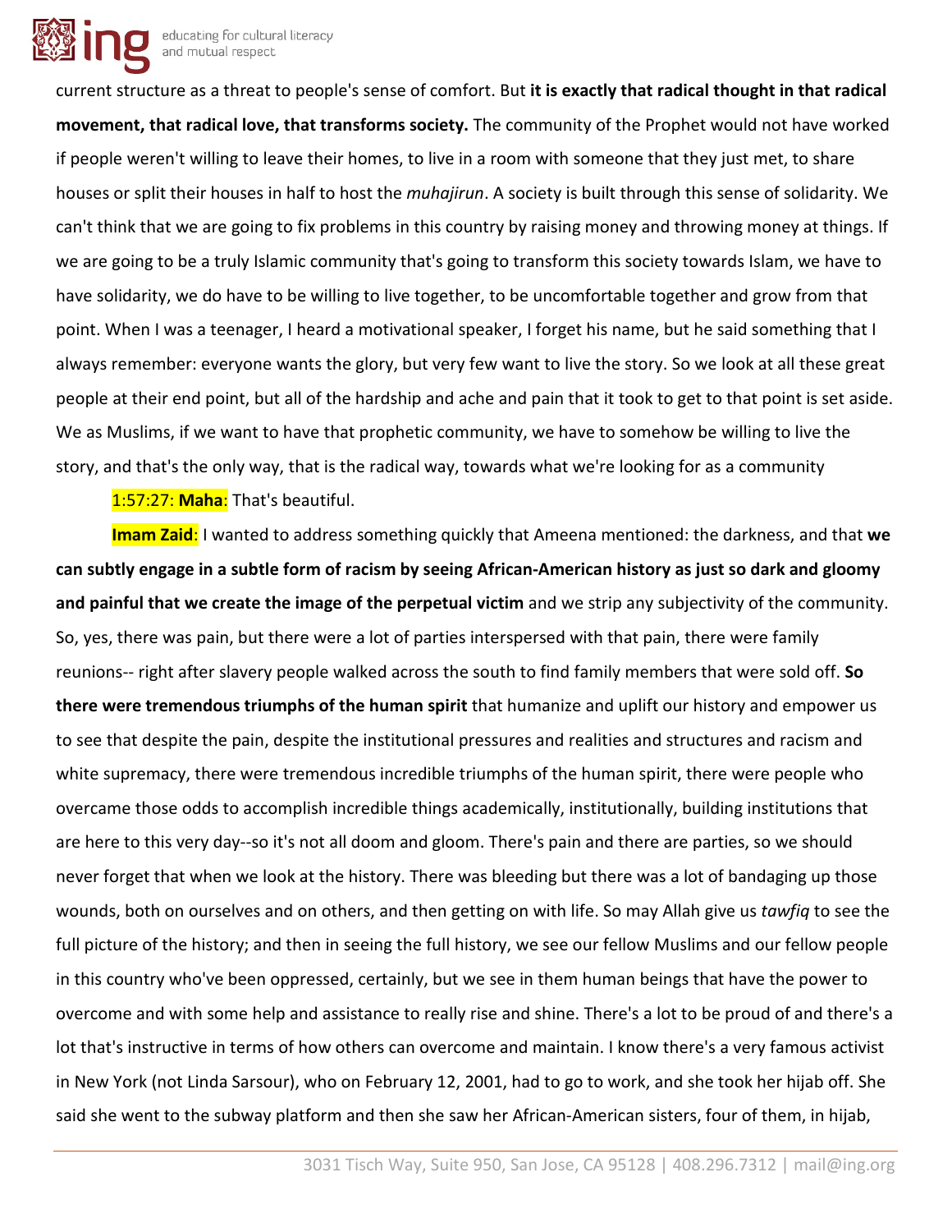current structure as a threat to people's sense of comfort. But **it is exactly that radical thought in that radical movement, that radical love, that transforms society.** The community of the Prophet would not have worked if people weren't willing to leave their homes, to live in a room with someone that they just met, to share houses or split their houses in half to host the *muhajirun*. A society is built through this sense of solidarity. We can't think that we are going to fix problems in this country by raising money and throwing money at things. If we are going to be a truly Islamic community that's going to transform this society towards Islam, we have to have solidarity, we do have to be willing to live together, to be uncomfortable together and grow from that point. When I was a teenager, I heard a motivational speaker, I forget his name, but he said something that I always remember: everyone wants the glory, but very few want to live the story. So we look at all these great people at their end point, but all of the hardship and ache and pain that it took to get to that point is set aside. We as Muslims, if we want to have that prophetic community, we have to somehow be willing to live the story, and that's the only way, that is the radical way, towards what we're looking for as a community

1:57:27: **Maha**: That's beautiful.

**Imam Zaid**: I wanted to address something quickly that Ameena mentioned: the darkness, and that **we can subtly engage in a subtle form of racism by seeing African-American history as just so dark and gloomy and painful that we create the image of the perpetual victim** and we strip any subjectivity of the community. So, yes, there was pain, but there were a lot of parties interspersed with that pain, there were family reunions-- right after slavery people walked across the south to find family members that were sold off. **So there were tremendous triumphs of the human spirit** that humanize and uplift our history and empower us to see that despite the pain, despite the institutional pressures and realities and structures and racism and white supremacy, there were tremendous incredible triumphs of the human spirit, there were people who overcame those odds to accomplish incredible things academically, institutionally, building institutions that are here to this very day--so it's not all doom and gloom. There's pain and there are parties, so we should never forget that when we look at the history. There was bleeding but there was a lot of bandaging up those wounds, both on ourselves and on others, and then getting on with life. So may Allah give us *tawfiq* to see the full picture of the history; and then in seeing the full history, we see our fellow Muslims and our fellow people in this country who've been oppressed, certainly, but we see in them human beings that have the power to overcome and with some help and assistance to really rise and shine. There's a lot to be proud of and there's a lot that's instructive in terms of how others can overcome and maintain. I know there's a very famous activist in New York (not Linda Sarsour), who on February 12, 2001, had to go to work, and she took her hijab off. She said she went to the subway platform and then she saw her African-American sisters, four of them, in hijab,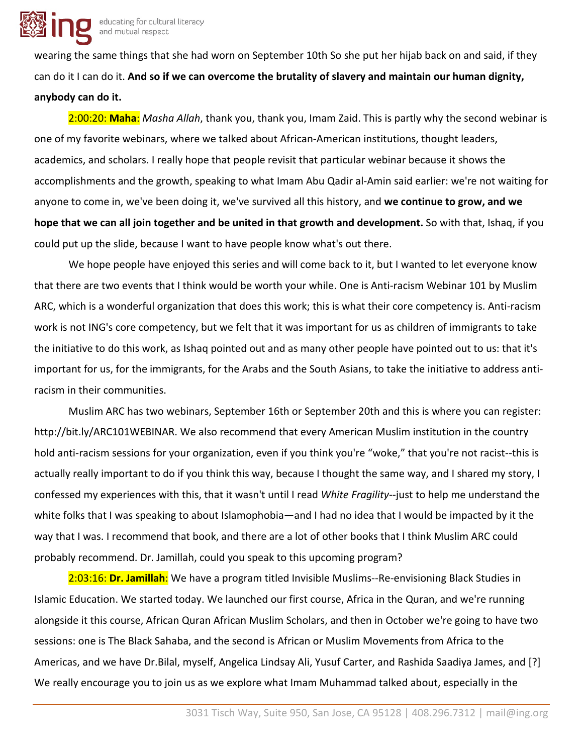wearing the same things that she had worn on September 10th So she put her hijab back on and said, if they can do it I can do it. **And so if we can overcome the brutality of slavery and maintain our human dignity, anybody can do it.**

2:00:20: **Maha**: *Masha Allah*, thank you, thank you, Imam Zaid. This is partly why the second webinar is one of my favorite webinars, where we talked about African-American institutions, thought leaders, academics, and scholars. I really hope that people revisit that particular webinar because it shows the accomplishments and the growth, speaking to what Imam Abu Qadir al-Amin said earlier: we're not waiting for anyone to come in, we've been doing it, we've survived all this history, and **we continue to grow, and we hope that we can all join together and be united in that growth and development.** So with that, Ishaq, if you could put up the slide, because I want to have people know what's out there.

We hope people have enjoyed this series and will come back to it, but I wanted to let everyone know that there are two events that I think would be worth your while. One is Anti-racism Webinar 101 by Muslim ARC, which is a wonderful organization that does this work; this is what their core competency is. Anti-racism work is not ING's core competency, but we felt that it was important for us as children of immigrants to take the initiative to do this work, as Ishaq pointed out and as many other people have pointed out to us: that it's important for us, for the immigrants, for the Arabs and the South Asians, to take the initiative to address anti-racism in their communities.

Muslim ARC has two webinars, September 16th or September 20th and this is where you can register: http://bit.ly/ARC101WEBINAR. We also recommend that every American Muslim institution in the country hold anti-racism sessions for your organization, even if you think you're "woke," that you're not racist--this is actually really important to do if you think this way, because I thought the same way, and I shared my story, I confessed my experiences with this, that it wasn't until I read *White Fragility*--just to help me understand the white folks that I was speaking to about Islamophobia—and I had no idea that I would be impacted by it the way that I was. I recommend that book, and there are a lot of other books that I think Muslim ARC could probably recommend. Dr. Jamillah, could you speak to this upcoming program?

2:03:16: **Dr. Jamillah**: We have a program titled Invisible Muslims--Re-envisioning Black Studies in Islamic Education. We started today. We launched our first course, Africa in the Quran, and we're running alongside it this course, African Quran African Muslim Scholars, and then in October we're going to have two sessions: one is The Black Sahaba, and the second is African or Muslim Movements from Africa to the Americas, and we have Dr.Bilal, myself, Angelica Lindsay Ali, Yusuf Carter, and Rashida Saadiya James, and [?] We really encourage you to join us as we explore what Imam Muhammad talked about, especially in the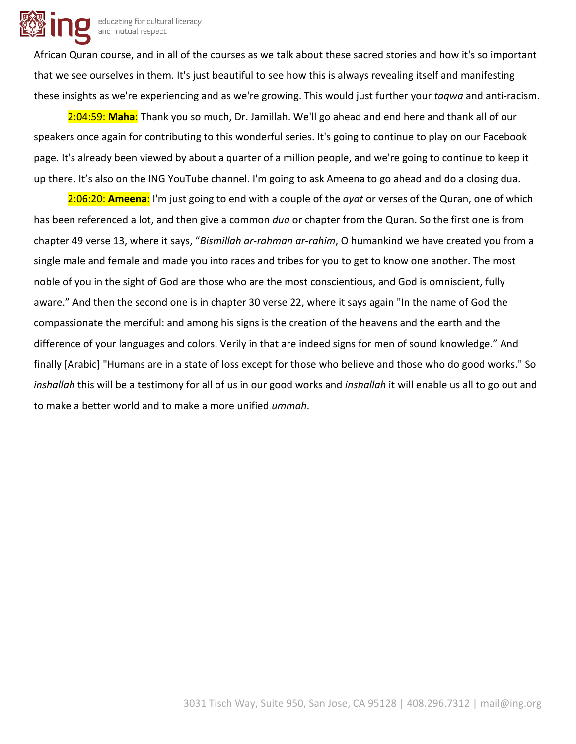African Quran course, and in all of the courses as we talk about these sacred stories and how it's so important that we see ourselves in them. It's just beautiful to see how this is always revealing itself and manifesting these insights as we're experiencing and as we're growing. This would just further your *taqwa* and anti-racism.

2:04:59: **Maha**: Thank you so much, Dr. Jamillah. We'll go ahead and end here and thank all of our speakers once again for contributing to this wonderful series. It's going to continue to play on our Facebook page. It's already been viewed by about a quarter of a million people, and we're going to continue to keep it up there. It's also on the ING YouTube channel. I'm going to ask Ameena to go ahead and do a closing dua.

2:06:20: **Ameena**: I'm just going to end with a couple of the *ayat* or verses of the Quran, one of which has been referenced a lot, and then give a common *dua* or chapter from the Quran. So the first one is from chapter 49 verse 13, where it says, "*Bismillah ar-rahman ar-rahim*, O humankind we have created you from a single male and female and made you into races and tribes for you to get to know one another. The most noble of you in the sight of God are those who are the most conscientious, and God is omniscient, fully aware." And then the second one is in chapter 30 verse 22, where it says again "In the name of God the compassionate the merciful: and among his signs is the creation of the heavens and the earth and the difference of your languages and colors. Verily in that are indeed signs for men of sound knowledge." And finally [Arabic] "Humans are in a state of loss except for those who believe and those who do good works." So *inshallah* this will be a testimony for all of us in our good works and *inshallah* it will enable us all to go out and to make a better world and to make a more unified *ummah*.